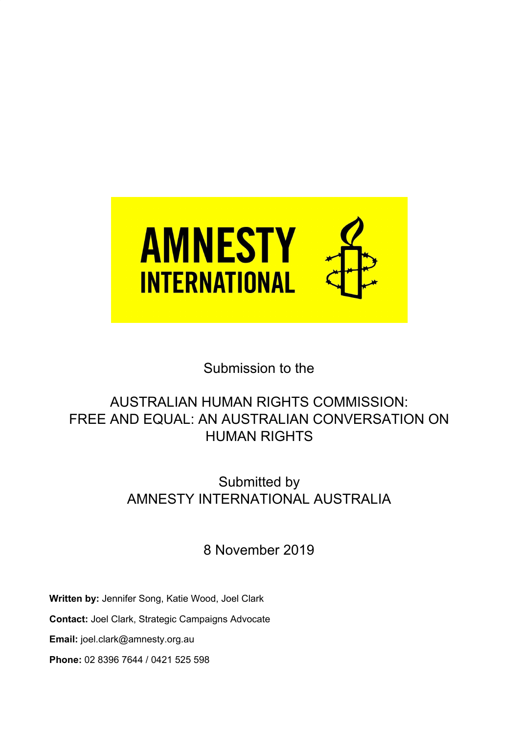AMNESTY INTERNATIONAL

Submission to the

# AUSTRALIAN HUMAN RIGHTS COMMISSION: FREE AND EQUAL: AN AUSTRALIAN CONVERSATION ON HUMAN RIGHTS

Submitted by
AMNESTY INTERNATIONAL AUSTRALIA

8 November 2019

**Written by:** Jennifer Song, Katie Wood, Joel Clark

**Contact:** Joel Clark, Strategic Campaigns Advocate

**Email:** joel.clark@amnesty.org.au

**Phone:** 02 8396 7644 / 0421 525 598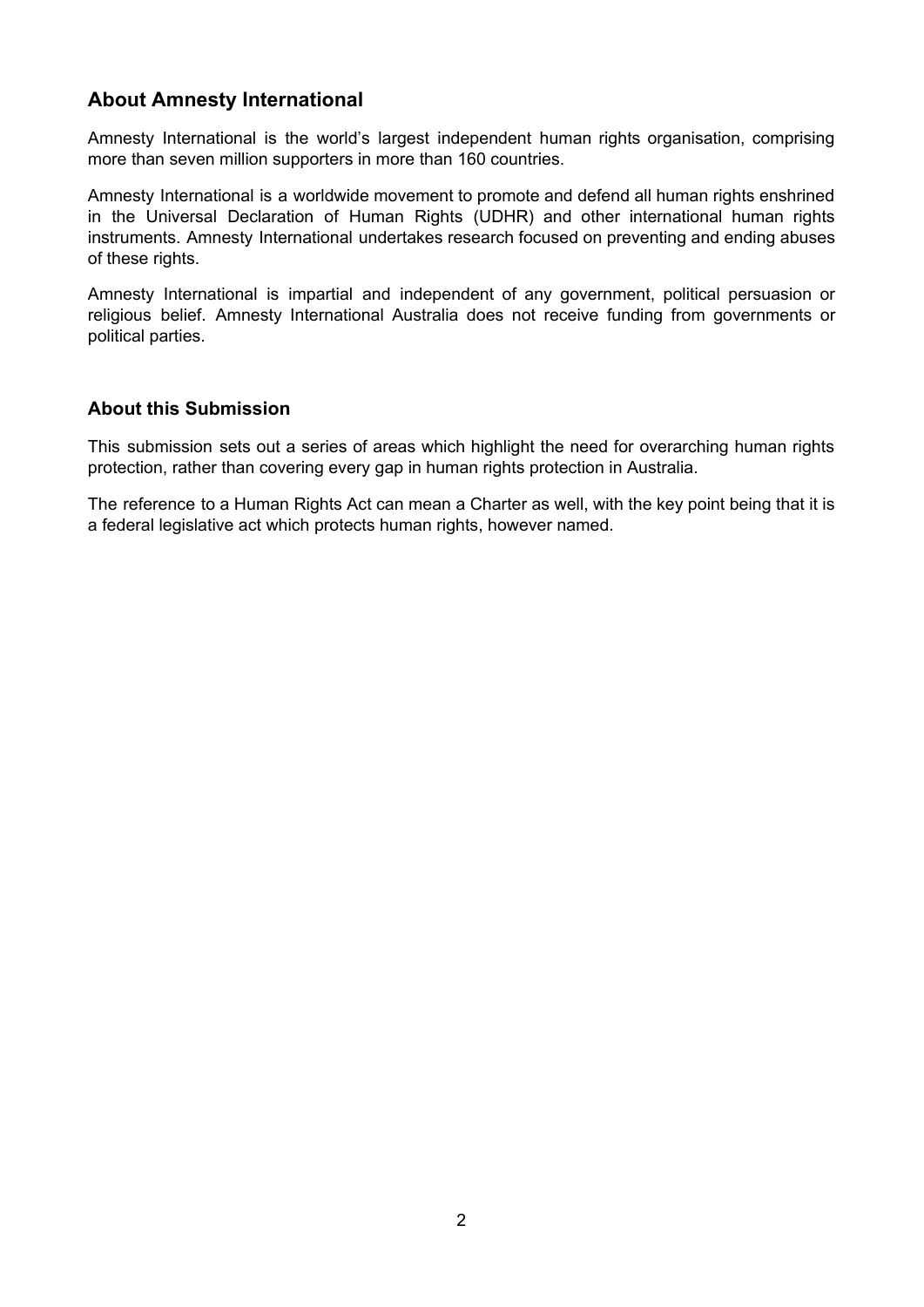## About Amnesty International

Amnesty International is the world's largest independent human rights organisation, comprising more than seven million supporters in more than 160 countries.

Amnesty International is a worldwide movement to promote and defend all human rights enshrined in the Universal Declaration of Human Rights (UDHR) and other international human rights instruments. Amnesty International undertakes research focused on preventing and ending abuses of these rights.

Amnesty International is impartial and independent of any government, political persuasion or religious belief. Amnesty International Australia does not receive funding from governments or political parties.

## About this Submission

This submission sets out a series of areas which highlight the need for overarching human rights protection, rather than covering every gap in human rights protection in Australia.

The reference to a Human Rights Act can mean a Charter as well, with the key point being that it is a federal legislative act which protects human rights, however named.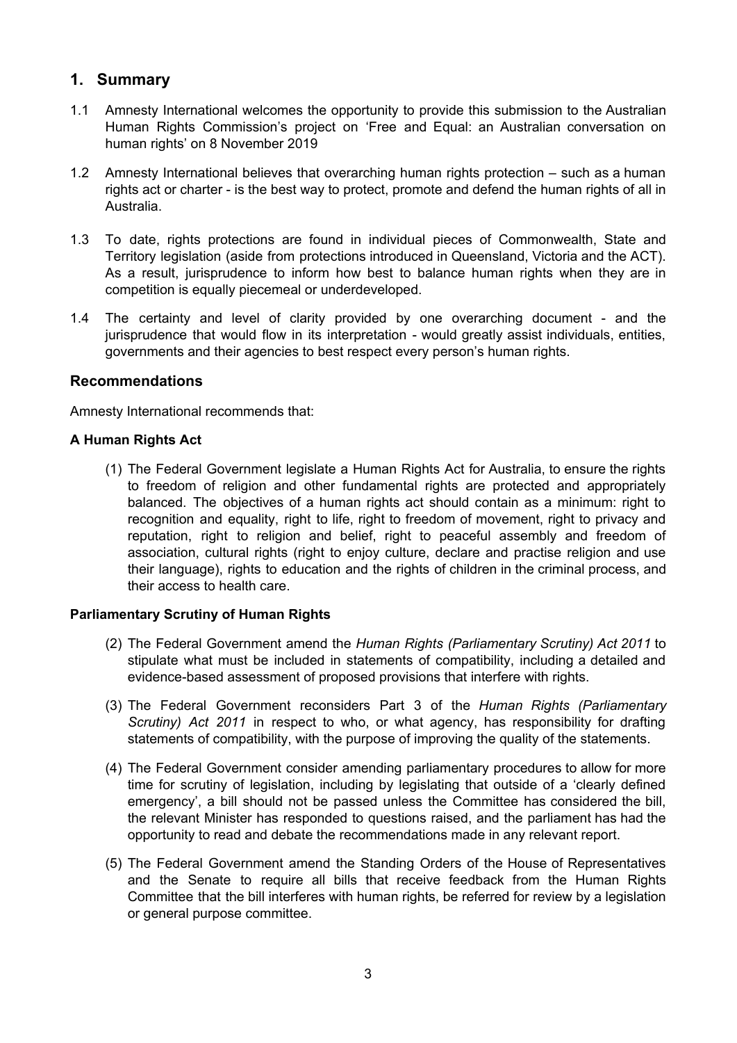## 1. Summary

1.1 Amnesty International welcomes the opportunity to provide this submission to the Australian Human Rights Commission's project on 'Free and Equal: an Australian conversation on human rights' on 8 November 2019

1.2 Amnesty International believes that overarching human rights protection – such as a human rights act or charter - is the best way to protect, promote and defend the human rights of all in Australia.

1.3 To date, rights protections are found in individual pieces of Commonwealth, State and Territory legislation (aside from protections introduced in Queensland, Victoria and the ACT). As a result, jurisprudence to inform how best to balance human rights when they are in competition is equally piecemeal or underdeveloped.

1.4 The certainty and level of clarity provided by one overarching document - and the jurisprudence that would flow in its interpretation - would greatly assist individuals, entities, governments and their agencies to best respect every person's human rights.

### Recommendations

Amnesty International recommends that:

**A Human Rights Act**

(1) The Federal Government legislate a Human Rights Act for Australia, to ensure the rights to freedom of religion and other fundamental rights are protected and appropriately balanced. The objectives of a human rights act should contain as a minimum: right to recognition and equality, right to life, right to freedom of movement, right to privacy and reputation, right to religion and belief, right to peaceful assembly and freedom of association, cultural rights (right to enjoy culture, declare and practise religion and use their language), rights to education and the rights of children in the criminal process, and their access to health care.

**Parliamentary Scrutiny of Human Rights**

(2) The Federal Government amend the *Human Rights (Parliamentary Scrutiny) Act 2011* to stipulate what must be included in statements of compatibility, including a detailed and evidence-based assessment of proposed provisions that interfere with rights.

(3) The Federal Government reconsiders Part 3 of the *Human Rights (Parliamentary Scrutiny) Act 2011* in respect to who, or what agency, has responsibility for drafting statements of compatibility, with the purpose of improving the quality of the statements.

(4) The Federal Government consider amending parliamentary procedures to allow for more time for scrutiny of legislation, including by legislating that outside of a 'clearly defined emergency', a bill should not be passed unless the Committee has considered the bill, the relevant Minister has responded to questions raised, and the parliament has had the opportunity to read and debate the recommendations made in any relevant report.

(5) The Federal Government amend the Standing Orders of the House of Representatives and the Senate to require all bills that receive feedback from the Human Rights Committee that the bill interferes with human rights, be referred for review by a legislation or general purpose committee.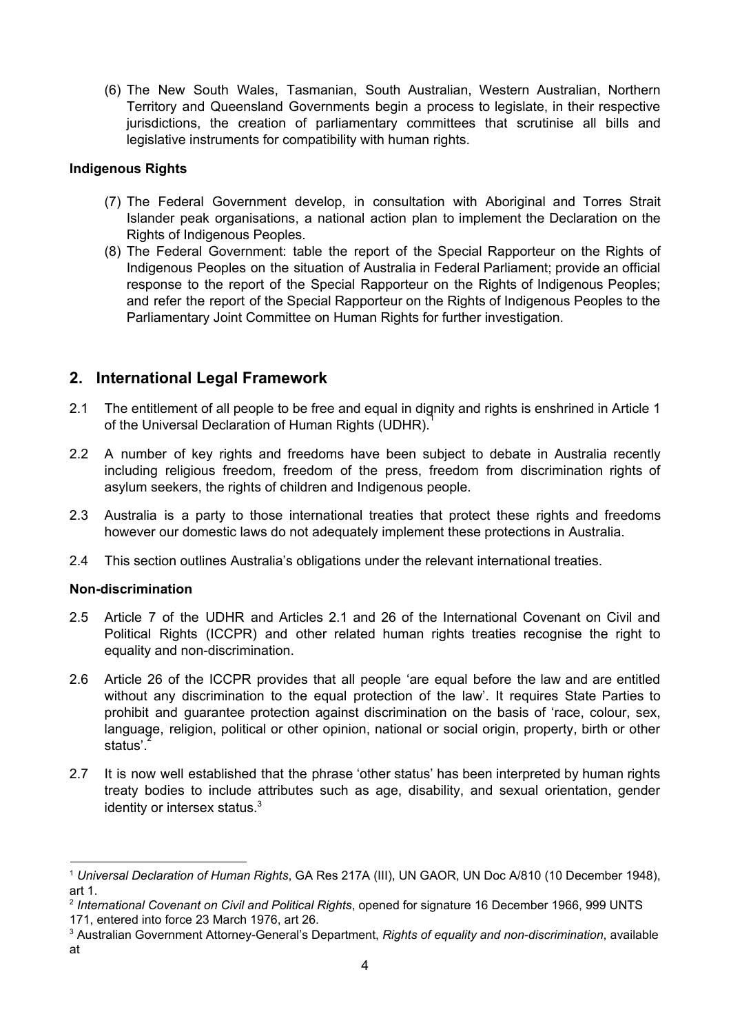(6) The New South Wales, Tasmanian, South Australian, Western Australian, Northern Territory and Queensland Governments begin a process to legislate, in their respective jurisdictions, the creation of parliamentary committees that scrutinise all bills and legislative instruments for compatibility with human rights.

**Indigenous Rights**

(7) The Federal Government develop, in consultation with Aboriginal and Torres Strait Islander peak organisations, a national action plan to implement the Declaration on the Rights of Indigenous Peoples.

(8) The Federal Government: table the report of the Special Rapporteur on the Rights of Indigenous Peoples on the situation of Australia in Federal Parliament; provide an official response to the report of the Special Rapporteur on the Rights of Indigenous Peoples; and refer the report of the Special Rapporteur on the Rights of Indigenous Peoples to the Parliamentary Joint Committee on Human Rights for further investigation.

## 2. International Legal Framework

2.1 The entitlement of all people to be free and equal in dignity and rights is enshrined in Article 1 of the Universal Declaration of Human Rights (UDHR).[1]

2.2 A number of key rights and freedoms have been subject to debate in Australia recently including religious freedom, freedom of the press, freedom from discrimination rights of asylum seekers, the rights of children and Indigenous people.

2.3 Australia is a party to those international treaties that protect these rights and freedoms however our domestic laws do not adequately implement these protections in Australia.

2.4 This section outlines Australia's obligations under the relevant international treaties.

**Non-discrimination**

2.5 Article 7 of the UDHR and Articles 2.1 and 26 of the International Covenant on Civil and Political Rights (ICCPR) and other related human rights treaties recognise the right to equality and non-discrimination.

2.6 Article 26 of the ICCPR provides that all people 'are equal before the law and are entitled without any discrimination to the equal protection of the law'. It requires State Parties to prohibit and guarantee protection against discrimination on the basis of 'race, colour, sex, language, religion, political or other opinion, national or social origin, property, birth or other status'.[2]

2.7 It is now well established that the phrase 'other status' has been interpreted by human rights treaty bodies to include attributes such as age, disability, and sexual orientation, gender identity or intersex status.[3]

---

[1] *Universal Declaration of Human Rights*, GA Res 217A (III), UN GAOR, UN Doc A/810 (10 December 1948), art 1.

[2] *International Covenant on Civil and Political Rights*, opened for signature 16 December 1966, 999 UNTS 171, entered into force 23 March 1976, art 26.

[3] Australian Government Attorney-General's Department, *Rights of equality and non-discrimination*, available at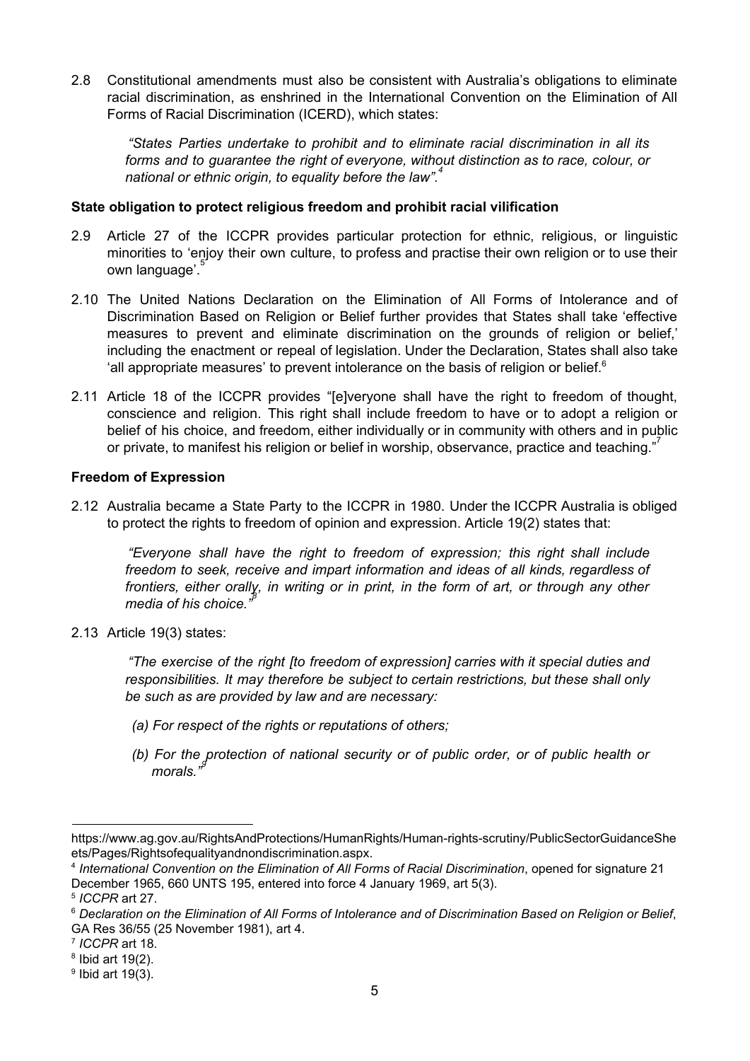2.8 Constitutional amendments must also be consistent with Australia's obligations to eliminate racial discrimination, as enshrined in the International Convention on the Elimination of All Forms of Racial Discrimination (ICERD), which states:

> *"States Parties undertake to prohibit and to eliminate racial discrimination in all its forms and to guarantee the right of everyone, without distinction as to race, colour, or national or ethnic origin, to equality before the law".*[4]

**State obligation to protect religious freedom and prohibit racial vilification**

2.9 Article 27 of the ICCPR provides particular protection for ethnic, religious, or linguistic minorities to 'enjoy their own culture, to profess and practise their own religion or to use their own language'.[5]

2.10 The United Nations Declaration on the Elimination of All Forms of Intolerance and of Discrimination Based on Religion or Belief further provides that States shall take 'effective measures to prevent and eliminate discrimination on the grounds of religion or belief,' including the enactment or repeal of legislation. Under the Declaration, States shall also take 'all appropriate measures' to prevent intolerance on the basis of religion or belief.[6]

2.11 Article 18 of the ICCPR provides "[e]veryone shall have the right to freedom of thought, conscience and religion. This right shall include freedom to have or to adopt a religion or belief of his choice, and freedom, either individually or in community with others and in public or private, to manifest his religion or belief in worship, observance, practice and teaching."[7]

**Freedom of Expression**

2.12 Australia became a State Party to the ICCPR in 1980. Under the ICCPR Australia is obliged to protect the rights to freedom of opinion and expression. Article 19(2) states that:

> *"Everyone shall have the right to freedom of expression; this right shall include freedom to seek, receive and impart information and ideas of all kinds, regardless of frontiers, either orally, in writing or in print, in the form of art, or through any other media of his choice."*[8]

2.13 Article 19(3) states:

> *"The exercise of the right [to freedom of expression] carries with it special duties and responsibilities. It may therefore be subject to certain restrictions, but these shall only be such as are provided by law and are necessary:*
>
> *(a) For respect of the rights or reputations of others;*
>
> *(b) For the protection of national security or of public order, or of public health or morals."*[9]

---

https://www.ag.gov.au/RightsAndProtections/HumanRights/Human-rights-scrutiny/PublicSectorGuidanceSheets/Pages/Rightsofequalityandnondiscrimination.aspx.

[4] *International Convention on the Elimination of All Forms of Racial Discrimination*, opened for signature 21 December 1965, 660 UNTS 195, entered into force 4 January 1969, art 5(3).

[5] *ICCPR* art 27.

[6] *Declaration on the Elimination of All Forms of Intolerance and of Discrimination Based on Religion or Belief*, GA Res 36/55 (25 November 1981), art 4.

[7] *ICCPR* art 18.

[8] Ibid art 19(2).

[9] Ibid art 19(3).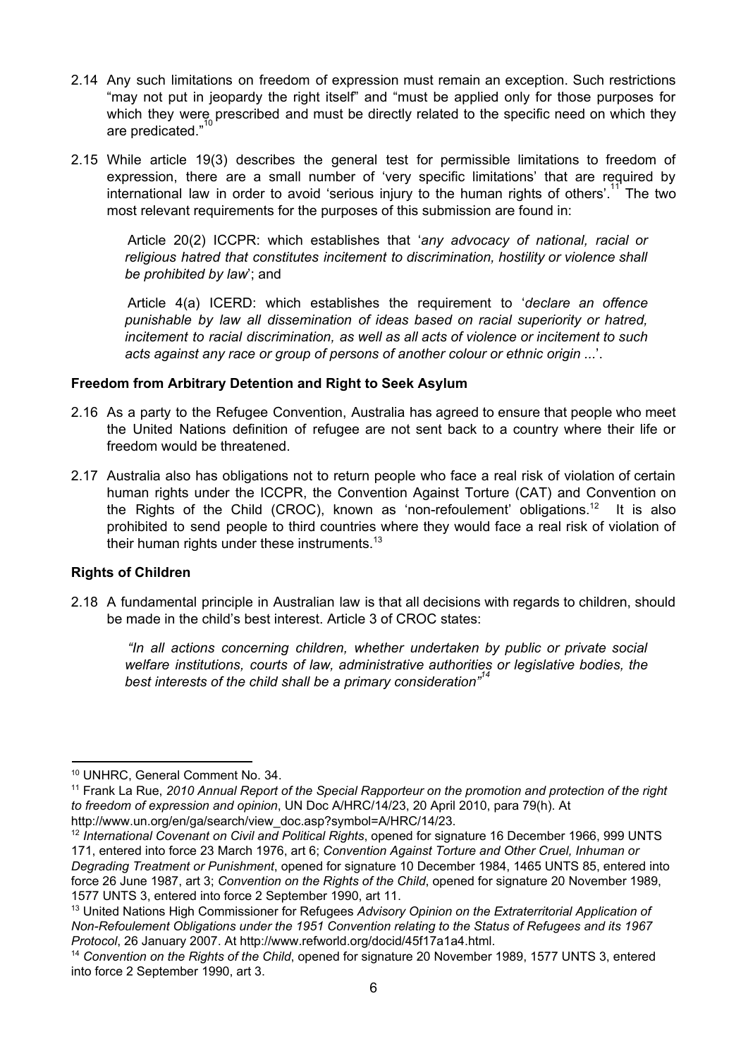2.14 Any such limitations on freedom of expression must remain an exception. Such restrictions "may not put in jeopardy the right itself" and "must be applied only for those purposes for which they were prescribed and must be directly related to the specific need on which they are predicated."[10]

2.15 While article 19(3) describes the general test for permissible limitations to freedom of expression, there are a small number of 'very specific limitations' that are required by international law in order to avoid 'serious injury to the human rights of others'.[11] The two most relevant requirements for the purposes of this submission are found in:

> Article 20(2) ICCPR: which establishes that '*any advocacy of national, racial or religious hatred that constitutes incitement to discrimination, hostility or violence shall be prohibited by law*'; and
>
> Article 4(a) ICERD: which establishes the requirement to '*declare an offence punishable by law all dissemination of ideas based on racial superiority or hatred, incitement to racial discrimination, as well as all acts of violence or incitement to such acts against any race or group of persons of another colour or ethnic origin ...*'.

**Freedom from Arbitrary Detention and Right to Seek Asylum**

2.16 As a party to the Refugee Convention, Australia has agreed to ensure that people who meet the United Nations definition of refugee are not sent back to a country where their life or freedom would be threatened.

2.17 Australia also has obligations not to return people who face a real risk of violation of certain human rights under the ICCPR, the Convention Against Torture (CAT) and Convention on the Rights of the Child (CROC), known as 'non-refoulement' obligations.[12] It is also prohibited to send people to third countries where they would face a real risk of violation of their human rights under these instruments.[13]

**Rights of Children**

2.18 A fundamental principle in Australian law is that all decisions with regards to children, should be made in the child's best interest. Article 3 of CROC states:

> *"In all actions concerning children, whether undertaken by public or private social welfare institutions, courts of law, administrative authorities or legislative bodies, the best interests of the child shall be a primary consideration"*[14]

---

[10] UNHRC, General Comment No. 34.

[11] Frank La Rue, *2010 Annual Report of the Special Rapporteur on the promotion and protection of the right to freedom of expression and opinion*, UN Doc A/HRC/14/23, 20 April 2010, para 79(h). At http://www.un.org/en/ga/search/view_doc.asp?symbol=A/HRC/14/23.

[12] *International Covenant on Civil and Political Rights*, opened for signature 16 December 1966, 999 UNTS 171, entered into force 23 March 1976, art 6; *Convention Against Torture and Other Cruel, Inhuman or Degrading Treatment or Punishment*, opened for signature 10 December 1984, 1465 UNTS 85, entered into force 26 June 1987, art 3; *Convention on the Rights of the Child*, opened for signature 20 November 1989, 1577 UNTS 3, entered into force 2 September 1990, art 11.

[13] United Nations High Commissioner for Refugees *Advisory Opinion on the Extraterritorial Application of Non-Refoulement Obligations under the 1951 Convention relating to the Status of Refugees and its 1967 Protocol*, 26 January 2007. At http://www.refworld.org/docid/45f17a1a4.html.

[14] *Convention on the Rights of the Child*, opened for signature 20 November 1989, 1577 UNTS 3, entered into force 2 September 1990, art 3.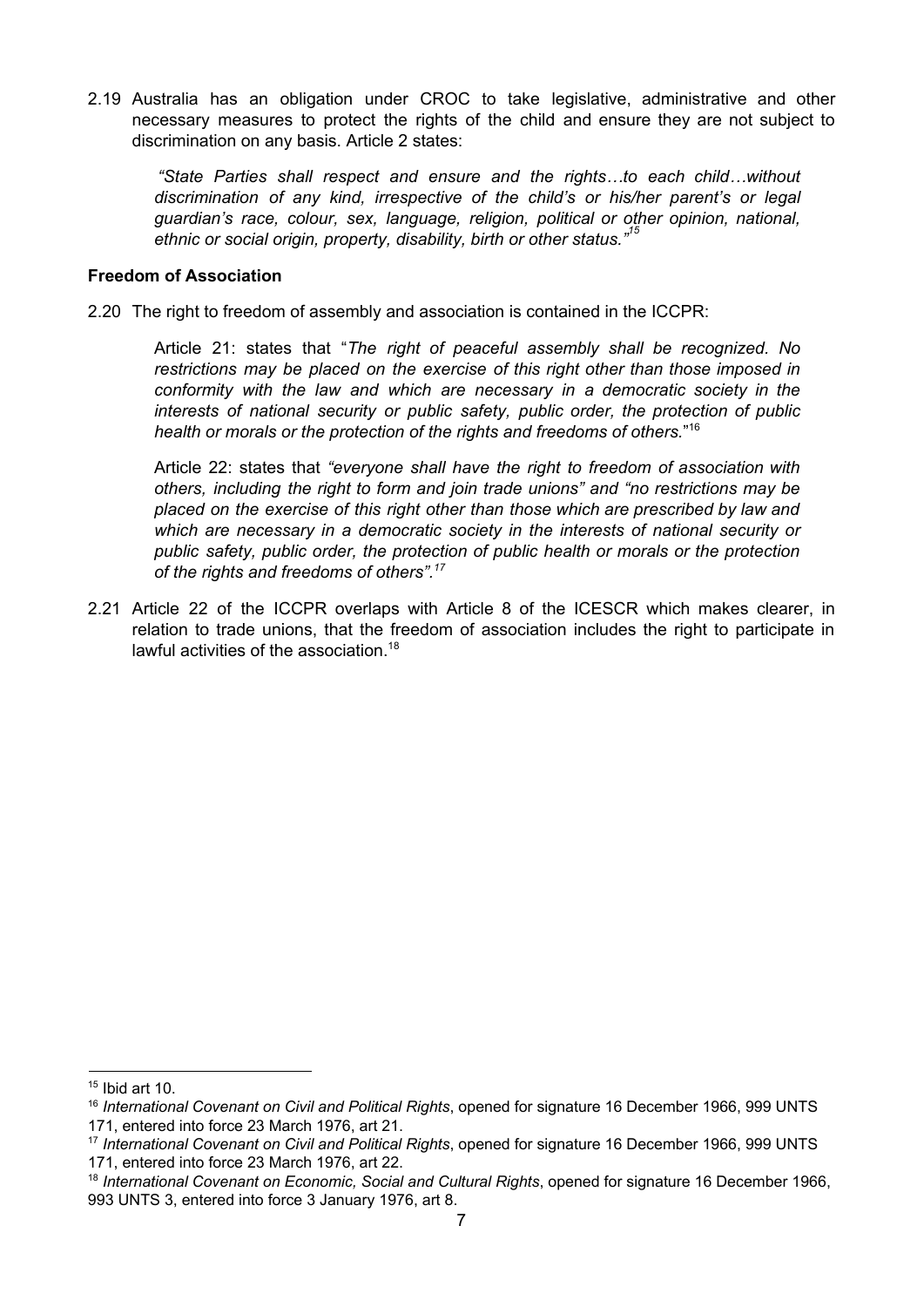2.19 Australia has an obligation under CROC to take legislative, administrative and other necessary measures to protect the rights of the child and ensure they are not subject to discrimination on any basis. Article 2 states:

> *"State Parties shall respect and ensure and the rights…to each child…without discrimination of any kind, irrespective of the child's or his/her parent's or legal guardian's race, colour, sex, language, religion, political or other opinion, national, ethnic or social origin, property, disability, birth or other status."*[15]

**Freedom of Association**

2.20 The right to freedom of assembly and association is contained in the ICCPR:

> Article 21: states that "*The right of peaceful assembly shall be recognized. No restrictions may be placed on the exercise of this right other than those imposed in conformity with the law and which are necessary in a democratic society in the interests of national security or public safety, public order, the protection of public health or morals or the protection of the rights and freedoms of others.*"[16]
>
> Article 22: states that *"everyone shall have the right to freedom of association with others, including the right to form and join trade unions" and "no restrictions may be placed on the exercise of this right other than those which are prescribed by law and which are necessary in a democratic society in the interests of national security or public safety, public order, the protection of public health or morals or the protection of the rights and freedoms of others".*[17]

2.21 Article 22 of the ICCPR overlaps with Article 8 of the ICESCR which makes clearer, in relation to trade unions, that the freedom of association includes the right to participate in lawful activities of the association.[18]

---

[15] Ibid art 10.

[16] *International Covenant on Civil and Political Rights*, opened for signature 16 December 1966, 999 UNTS 171, entered into force 23 March 1976, art 21.

[17] *International Covenant on Civil and Political Rights*, opened for signature 16 December 1966, 999 UNTS 171, entered into force 23 March 1976, art 22.

[18] *International Covenant on Economic, Social and Cultural Rights*, opened for signature 16 December 1966, 993 UNTS 3, entered into force 3 January 1976, art 8.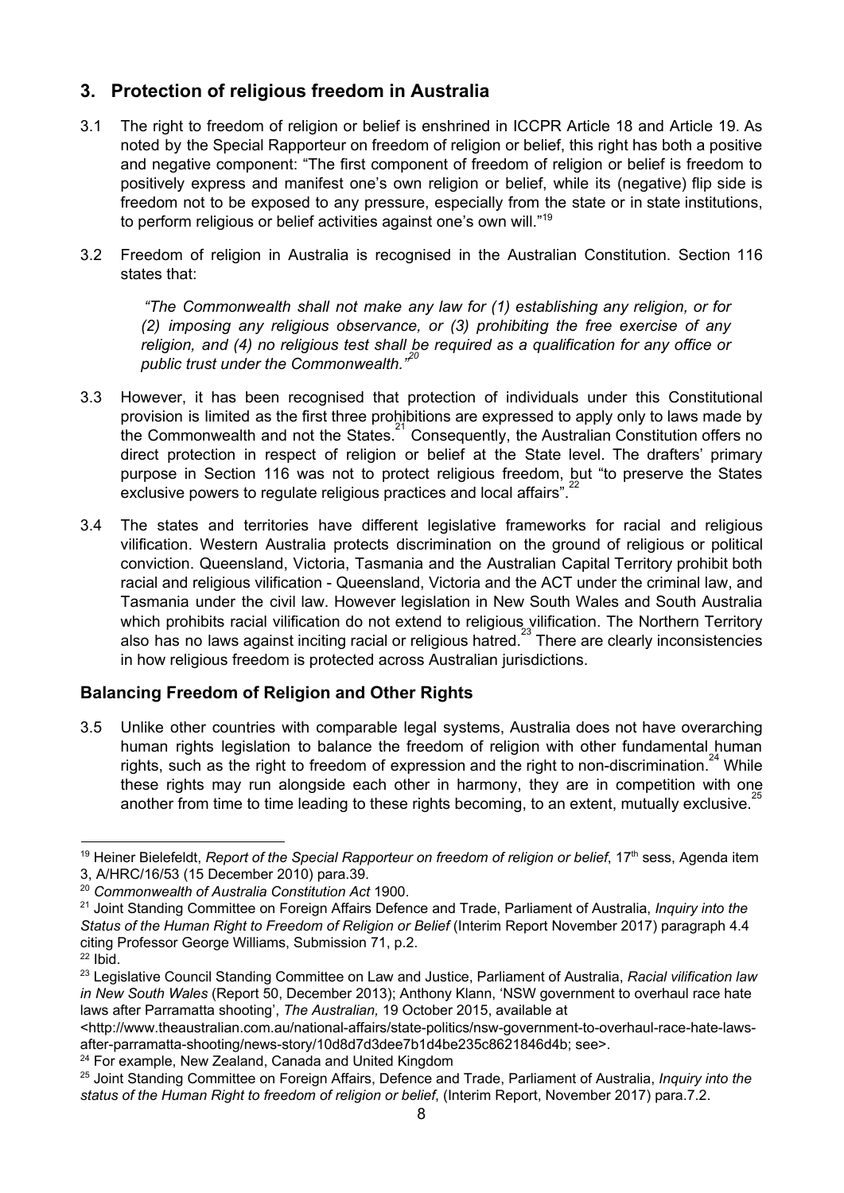## 3. Protection of religious freedom in Australia

3.1 The right to freedom of religion or belief is enshrined in ICCPR Article 18 and Article 19. As noted by the Special Rapporteur on freedom of religion or belief, this right has both a positive and negative component: "The first component of freedom of religion or belief is freedom to positively express and manifest one's own religion or belief, while its (negative) flip side is freedom not to be exposed to any pressure, especially from the state or in state institutions, to perform religious or belief activities against one's own will."[19]

3.2 Freedom of religion in Australia is recognised in the Australian Constitution. Section 116 states that:

> *"The Commonwealth shall not make any law for (1) establishing any religion, or for (2) imposing any religious observance, or (3) prohibiting the free exercise of any religion, and (4) no religious test shall be required as a qualification for any office or public trust under the Commonwealth."*[20]

3.3 However, it has been recognised that protection of individuals under this Constitutional provision is limited as the first three prohibitions are expressed to apply only to laws made by the Commonwealth and not the States.[21] Consequently, the Australian Constitution offers no direct protection in respect of religion or belief at the State level. The drafters' primary purpose in Section 116 was not to protect religious freedom, but "to preserve the States exclusive powers to regulate religious practices and local affairs".[22]

3.4 The states and territories have different legislative frameworks for racial and religious vilification. Western Australia protects discrimination on the ground of religious or political conviction. Queensland, Victoria, Tasmania and the Australian Capital Territory prohibit both racial and religious vilification - Queensland, Victoria and the ACT under the criminal law, and Tasmania under the civil law. However legislation in New South Wales and South Australia which prohibits racial vilification do not extend to religious vilification. The Northern Territory also has no laws against inciting racial or religious hatred.[23] There are clearly inconsistencies in how religious freedom is protected across Australian jurisdictions.

### Balancing Freedom of Religion and Other Rights

3.5 Unlike other countries with comparable legal systems, Australia does not have overarching human rights legislation to balance the freedom of religion with other fundamental human rights, such as the right to freedom of expression and the right to non-discrimination.[24] While these rights may run alongside each other in harmony, they are in competition with one another from time to time leading to these rights becoming, to an extent, mutually exclusive.[25]

---

[19] Heiner Bielefeldt, *Report of the Special Rapporteur on freedom of religion or belief*, 17th sess, Agenda item 3, A/HRC/16/53 (15 December 2010) para.39.

[20] *Commonwealth of Australia Constitution Act* 1900.

[21] Joint Standing Committee on Foreign Affairs Defence and Trade, Parliament of Australia, *Inquiry into the Status of the Human Right to Freedom of Religion or Belief* (Interim Report November 2017) paragraph 4.4 citing Professor George Williams, Submission 71, p.2.

[22] Ibid.

[23] Legislative Council Standing Committee on Law and Justice, Parliament of Australia, *Racial vilification law in New South Wales* (Report 50, December 2013); Anthony Klann, 'NSW government to overhaul race hate laws after Parramatta shooting', *The Australian,* 19 October 2015, available at <http://www.theaustralian.com.au/national-affairs/state-politics/nsw-government-to-overhaul-race-hate-laws-after-parramatta-shooting/news-story/10d8d7d3dee7b1d4be235c8621846d4b; see>.

[24] For example, New Zealand, Canada and United Kingdom

[25] Joint Standing Committee on Foreign Affairs, Defence and Trade, Parliament of Australia, *Inquiry into the status of the Human Right to freedom of religion or belief*, (Interim Report, November 2017) para.7.2.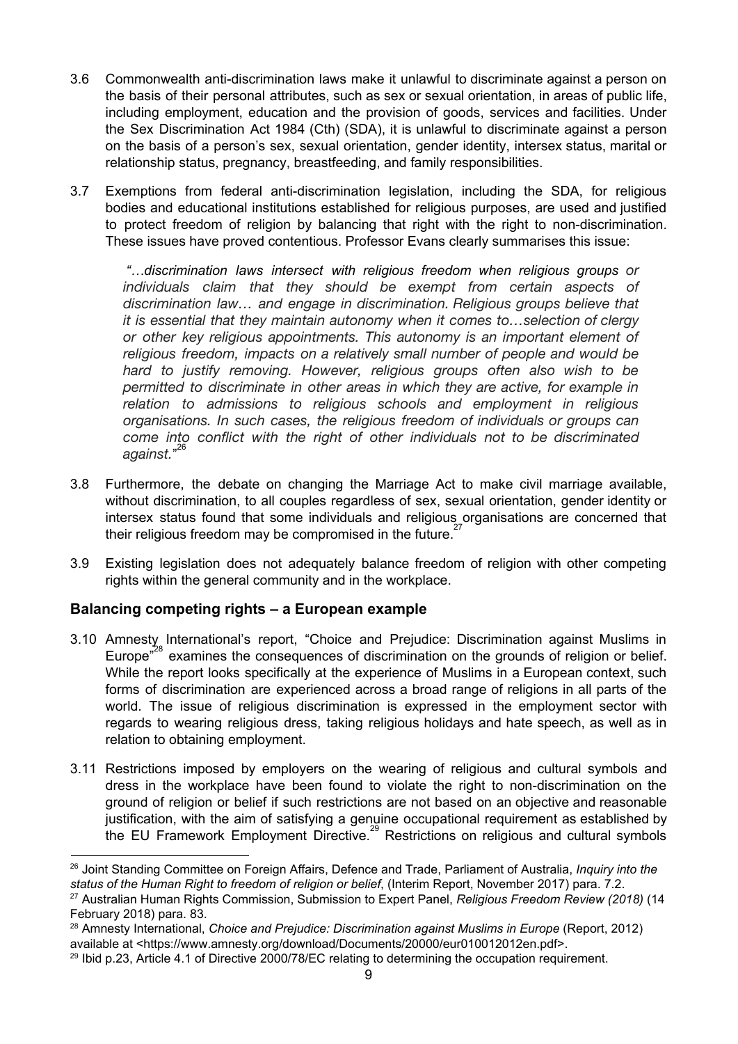3.6 Commonwealth anti-discrimination laws make it unlawful to discriminate against a person on the basis of their personal attributes, such as sex or sexual orientation, in areas of public life, including employment, education and the provision of goods, services and facilities. Under the Sex Discrimination Act 1984 (Cth) (SDA), it is unlawful to discriminate against a person on the basis of a person's sex, sexual orientation, gender identity, intersex status, marital or relationship status, pregnancy, breastfeeding, and family responsibilities.

3.7 Exemptions from federal anti-discrimination legislation, including the SDA, for religious bodies and educational institutions established for religious purposes, are used and justified to protect freedom of religion by balancing that right with the right to non-discrimination. These issues have proved contentious. Professor Evans clearly summarises this issue:

> *"…discrimination laws intersect with religious freedom when religious groups or individuals claim that they should be exempt from certain aspects of discrimination law… and engage in discrimination. Religious groups believe that it is essential that they maintain autonomy when it comes to…selection of clergy or other key religious appointments. This autonomy is an important element of religious freedom, impacts on a relatively small number of people and would be hard to justify removing. However, religious groups often also wish to be permitted to discriminate in other areas in which they are active, for example in relation to admissions to religious schools and employment in religious organisations. In such cases, the religious freedom of individuals or groups can come into conflict with the right of other individuals not to be discriminated against."*[26]

3.8 Furthermore, the debate on changing the Marriage Act to make civil marriage available, without discrimination, to all couples regardless of sex, sexual orientation, gender identity or intersex status found that some individuals and religious organisations are concerned that their religious freedom may be compromised in the future.[27]

3.9 Existing legislation does not adequately balance freedom of religion with other competing rights within the general community and in the workplace.

## Balancing competing rights – a European example

3.10 Amnesty International's report, "Choice and Prejudice: Discrimination against Muslims in Europe"[28] examines the consequences of discrimination on the grounds of religion or belief. While the report looks specifically at the experience of Muslims in a European context, such forms of discrimination are experienced across a broad range of religions in all parts of the world. The issue of religious discrimination is expressed in the employment sector with regards to wearing religious dress, taking religious holidays and hate speech, as well as in relation to obtaining employment.

3.11 Restrictions imposed by employers on the wearing of religious and cultural symbols and dress in the workplace have been found to violate the right to non-discrimination on the ground of religion or belief if such restrictions are not based on an objective and reasonable justification, with the aim of satisfying a genuine occupational requirement as established by the EU Framework Employment Directive.[29] Restrictions on religious and cultural symbols

---

[26] Joint Standing Committee on Foreign Affairs, Defence and Trade, Parliament of Australia, *Inquiry into the status of the Human Right to freedom of religion or belief*, (Interim Report, November 2017) para. 7.2.

[27] Australian Human Rights Commission, Submission to Expert Panel, *Religious Freedom Review (2018)* (14 February 2018) para. 83.

[28] Amnesty International, *Choice and Prejudice: Discrimination against Muslims in Europe* (Report, 2012) available at <https://www.amnesty.org/download/Documents/20000/eur010012012en.pdf>.

[29] Ibid p.23, Article 4.1 of Directive 2000/78/EC relating to determining the occupation requirement.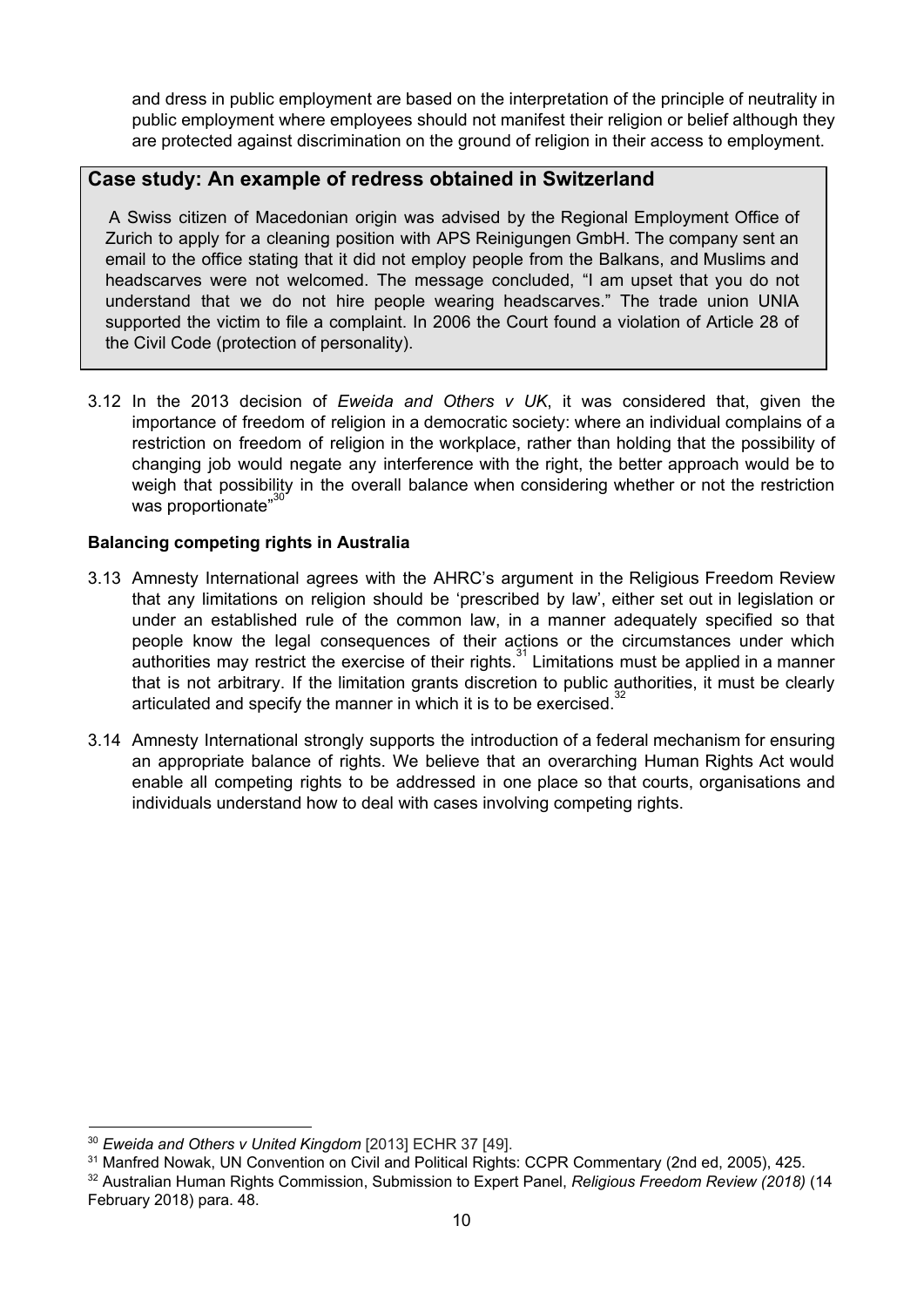and dress in public employment are based on the interpretation of the principle of neutrality in public employment where employees should not manifest their religion or belief although they are protected against discrimination on the ground of religion in their access to employment.

### Case study: An example of redress obtained in Switzerland

A Swiss citizen of Macedonian origin was advised by the Regional Employment Office of Zurich to apply for a cleaning position with APS Reinigungen GmbH. The company sent an email to the office stating that it did not employ people from the Balkans, and Muslims and headscarves were not welcomed. The message concluded, "I am upset that you do not understand that we do not hire people wearing headscarves." The trade union UNIA supported the victim to file a complaint. In 2006 the Court found a violation of Article 28 of the Civil Code (protection of personality).

3.12 In the 2013 decision of *Eweida and Others v UK*, it was considered that, given the importance of freedom of religion in a democratic society: where an individual complains of a restriction on freedom of religion in the workplace, rather than holding that the possibility of changing job would negate any interference with the right, the better approach would be to weigh that possibility in the overall balance when considering whether or not the restriction was proportionate"[30]

**Balancing competing rights in Australia**

3.13 Amnesty International agrees with the AHRC's argument in the Religious Freedom Review that any limitations on religion should be 'prescribed by law', either set out in legislation or under an established rule of the common law, in a manner adequately specified so that people know the legal consequences of their actions or the circumstances under which authorities may restrict the exercise of their rights.[31] Limitations must be applied in a manner that is not arbitrary. If the limitation grants discretion to public authorities, it must be clearly articulated and specify the manner in which it is to be exercised.[32]

3.14 Amnesty International strongly supports the introduction of a federal mechanism for ensuring an appropriate balance of rights. We believe that an overarching Human Rights Act would enable all competing rights to be addressed in one place so that courts, organisations and individuals understand how to deal with cases involving competing rights.

---

[30] *Eweida and Others v United Kingdom* [2013] ECHR 37 [49].

[31] Manfred Nowak, UN Convention on Civil and Political Rights: CCPR Commentary (2nd ed, 2005), 425.

[32] Australian Human Rights Commission, Submission to Expert Panel, *Religious Freedom Review (2018)* (14 February 2018) para. 48.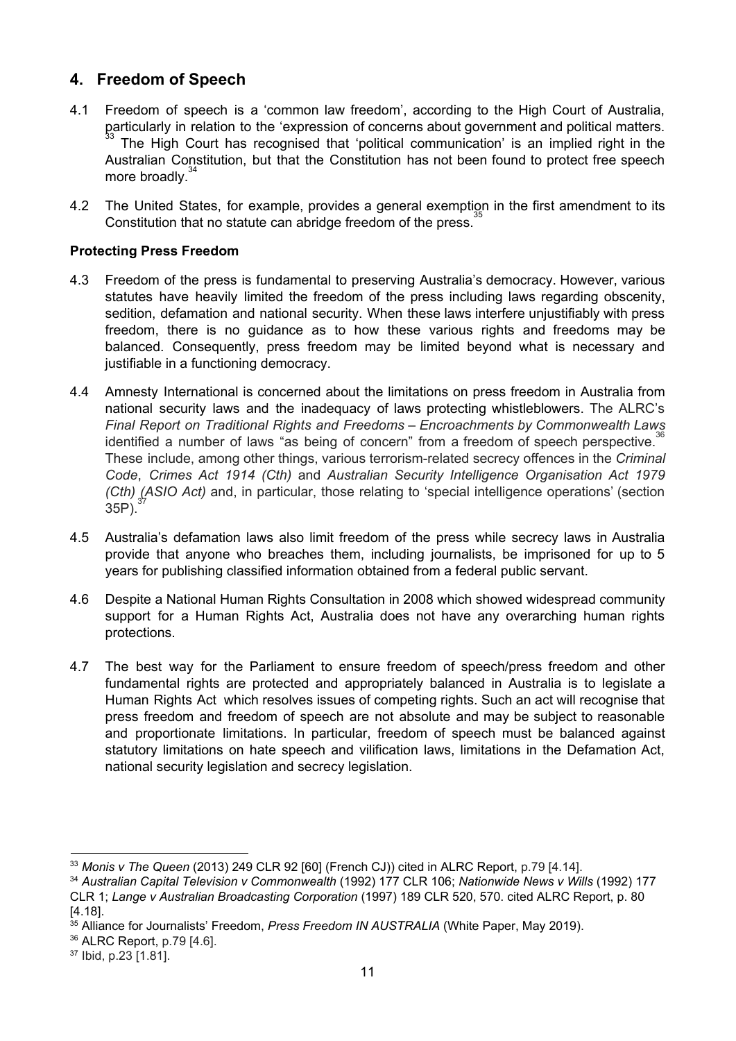## 4. Freedom of Speech

4.1 Freedom of speech is a 'common law freedom', according to the High Court of Australia, particularly in relation to the 'expression of concerns about government and political matters.[33] The High Court has recognised that 'political communication' is an implied right in the Australian Constitution, but that the Constitution has not been found to protect free speech more broadly.[34]

4.2 The United States, for example, provides a general exemption in the first amendment to its Constitution that no statute can abridge freedom of the press.[35]

**Protecting Press Freedom**

4.3 Freedom of the press is fundamental to preserving Australia's democracy. However, various statutes have heavily limited the freedom of the press including laws regarding obscenity, sedition, defamation and national security. When these laws interfere unjustifiably with press freedom, there is no guidance as to how these various rights and freedoms may be balanced. Consequently, press freedom may be limited beyond what is necessary and justifiable in a functioning democracy.

4.4 Amnesty International is concerned about the limitations on press freedom in Australia from national security laws and the inadequacy of laws protecting whistleblowers. The ALRC's *Final Report on Traditional Rights and Freedoms – Encroachments by Commonwealth Laws* identified a number of laws "as being of concern" from a freedom of speech perspective.[36] These include, among other things, various terrorism-related secrecy offences in the *Criminal Code*, *Crimes Act 1914 (Cth)* and *Australian Security Intelligence Organisation Act 1979 (Cth) (ASIO Act)* and, in particular, those relating to 'special intelligence operations' (section 35P).[37]

4.5 Australia's defamation laws also limit freedom of the press while secrecy laws in Australia provide that anyone who breaches them, including journalists, be imprisoned for up to 5 years for publishing classified information obtained from a federal public servant.

4.6 Despite a National Human Rights Consultation in 2008 which showed widespread community support for a Human Rights Act, Australia does not have any overarching human rights protections.

4.7 The best way for the Parliament to ensure freedom of speech/press freedom and other fundamental rights are protected and appropriately balanced in Australia is to legislate a Human Rights Act which resolves issues of competing rights. Such an act will recognise that press freedom and freedom of speech are not absolute and may be subject to reasonable and proportionate limitations. In particular, freedom of speech must be balanced against statutory limitations on hate speech and vilification laws, limitations in the Defamation Act, national security legislation and secrecy legislation.

---

[33] *Monis v The Queen* (2013) 249 CLR 92 [60] (French CJ)) cited in ALRC Report, p.79 [4.14].

[34] *Australian Capital Television v Commonwealth* (1992) 177 CLR 106; *Nationwide News v Wills* (1992) 177 CLR 1; *Lange v Australian Broadcasting Corporation* (1997) 189 CLR 520, 570. cited ALRC Report, p. 80 [4.18].

[35] Alliance for Journalists' Freedom, *Press Freedom IN AUSTRALIA* (White Paper, May 2019).

[36] ALRC Report, p.79 [4.6].

[37] Ibid, p.23 [1.81].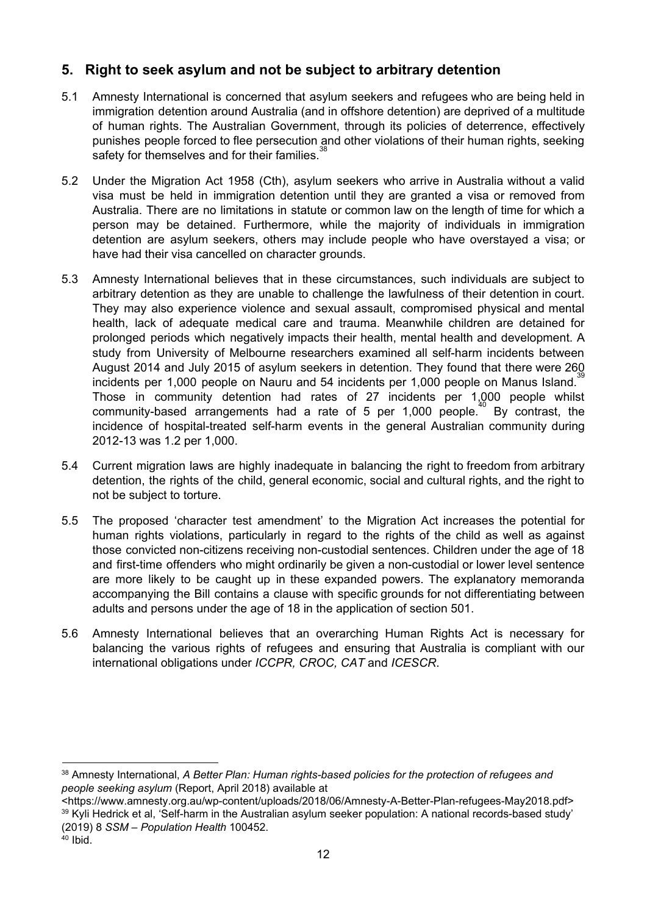## 5. Right to seek asylum and not be subject to arbitrary detention

5.1 Amnesty International is concerned that asylum seekers and refugees who are being held in immigration detention around Australia (and in offshore detention) are deprived of a multitude of human rights. The Australian Government, through its policies of deterrence, effectively punishes people forced to flee persecution and other violations of their human rights, seeking safety for themselves and for their families.[38]

5.2 Under the Migration Act 1958 (Cth), asylum seekers who arrive in Australia without a valid visa must be held in immigration detention until they are granted a visa or removed from Australia. There are no limitations in statute or common law on the length of time for which a person may be detained. Furthermore, while the majority of individuals in immigration detention are asylum seekers, others may include people who have overstayed a visa; or have had their visa cancelled on character grounds.

5.3 Amnesty International believes that in these circumstances, such individuals are subject to arbitrary detention as they are unable to challenge the lawfulness of their detention in court. They may also experience violence and sexual assault, compromised physical and mental health, lack of adequate medical care and trauma. Meanwhile children are detained for prolonged periods which negatively impacts their health, mental health and development. A study from University of Melbourne researchers examined all self-harm incidents between August 2014 and July 2015 of asylum seekers in detention. They found that there were 260 incidents per 1,000 people on Nauru and 54 incidents per 1,000 people on Manus Island.[39] Those in community detention had rates of 27 incidents per 1,000 people whilst community-based arrangements had a rate of 5 per 1,000 people.[40] By contrast, the incidence of hospital-treated self-harm events in the general Australian community during 2012-13 was 1.2 per 1,000.

5.4 Current migration laws are highly inadequate in balancing the right to freedom from arbitrary detention, the rights of the child, general economic, social and cultural rights, and the right to not be subject to torture.

5.5 The proposed 'character test amendment' to the Migration Act increases the potential for human rights violations, particularly in regard to the rights of the child as well as against those convicted non-citizens receiving non-custodial sentences. Children under the age of 18 and first-time offenders who might ordinarily be given a non-custodial or lower level sentence are more likely to be caught up in these expanded powers. The explanatory memoranda accompanying the Bill contains a clause with specific grounds for not differentiating between adults and persons under the age of 18 in the application of section 501.

5.6 Amnesty International believes that an overarching Human Rights Act is necessary for balancing the various rights of refugees and ensuring that Australia is compliant with our international obligations under *ICCPR, CROC, CAT* and *ICESCR*.

---

[38] Amnesty International, *A Better Plan: Human rights-based policies for the protection of refugees and people seeking asylum* (Report, April 2018) available at <https://www.amnesty.org.au/wp-content/uploads/2018/06/Amnesty-A-Better-Plan-refugees-May2018.pdf>

[39] Kyli Hedrick et al, 'Self-harm in the Australian asylum seeker population: A national records-based study' (2019) 8 *SSM – Population Health* 100452.

[40] Ibid.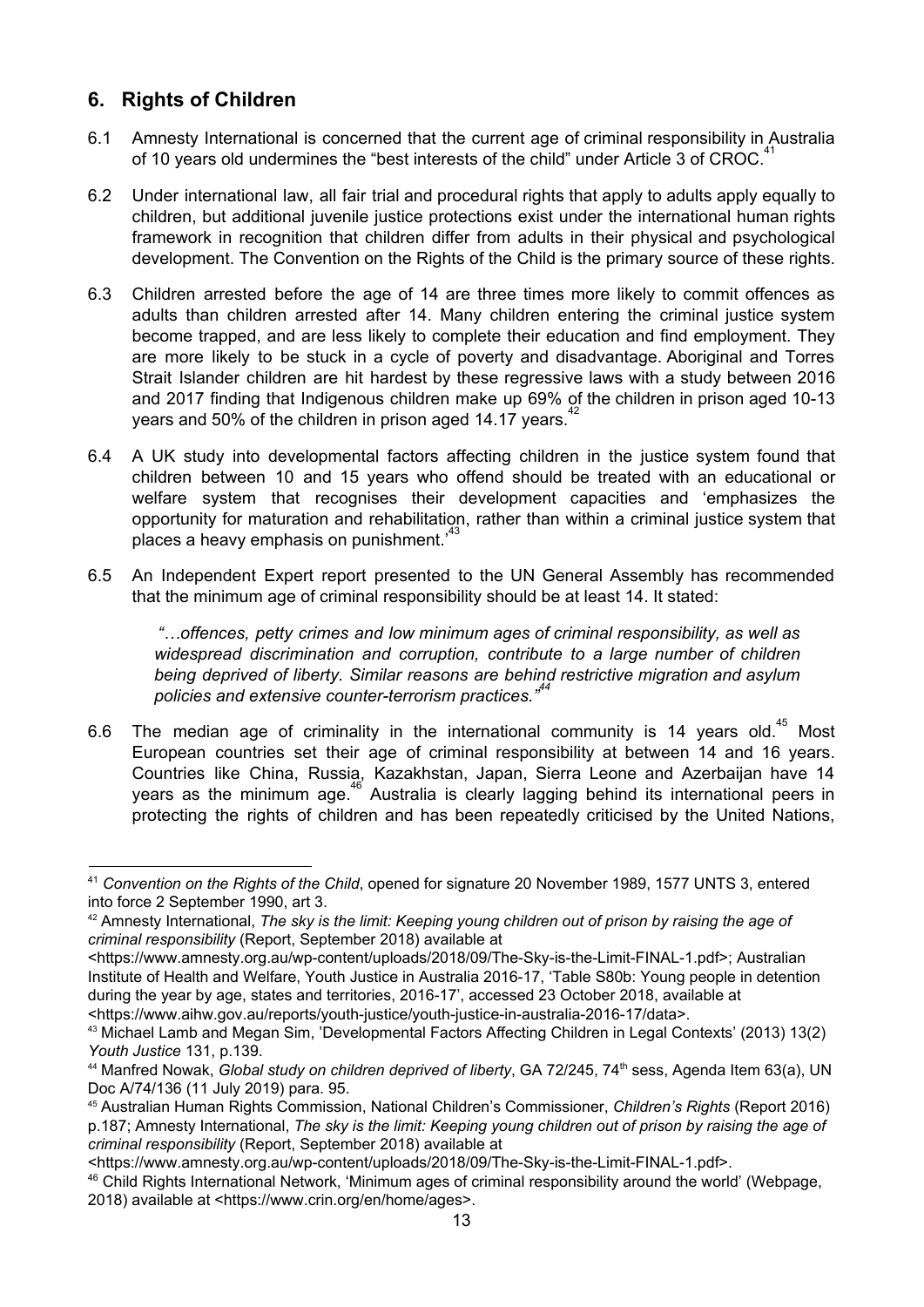## 6. Rights of Children

6.1 Amnesty International is concerned that the current age of criminal responsibility in Australia of 10 years old undermines the "best interests of the child" under Article 3 of CROC.[41]

6.2 Under international law, all fair trial and procedural rights that apply to adults apply equally to children, but additional juvenile justice protections exist under the international human rights framework in recognition that children differ from adults in their physical and psychological development. The Convention on the Rights of the Child is the primary source of these rights.

6.3 Children arrested before the age of 14 are three times more likely to commit offences as adults than children arrested after 14. Many children entering the criminal justice system become trapped, and are less likely to complete their education and find employment. They are more likely to be stuck in a cycle of poverty and disadvantage. Aboriginal and Torres Strait Islander children are hit hardest by these regressive laws with a study between 2016 and 2017 finding that Indigenous children make up 69% of the children in prison aged 10-13 years and 50% of the children in prison aged 14.17 years.[42]

6.4 A UK study into developmental factors affecting children in the justice system found that children between 10 and 15 years who offend should be treated with an educational or welfare system that recognises their development capacities and 'emphasizes the opportunity for maturation and rehabilitation, rather than within a criminal justice system that places a heavy emphasis on punishment.'[43]

6.5 An Independent Expert report presented to the UN General Assembly has recommended that the minimum age of criminal responsibility should be at least 14. It stated:

> *"…offences, petty crimes and low minimum ages of criminal responsibility, as well as widespread discrimination and corruption, contribute to a large number of children being deprived of liberty. Similar reasons are behind restrictive migration and asylum policies and extensive counter-terrorism practices."*[44]

6.6 The median age of criminality in the international community is 14 years old.[45] Most European countries set their age of criminal responsibility at between 14 and 16 years. Countries like China, Russia, Kazakhstan, Japan, Sierra Leone and Azerbaijan have 14 years as the minimum age.[46] Australia is clearly lagging behind its international peers in protecting the rights of children and has been repeatedly criticised by the United Nations,

---

[41] *Convention on the Rights of the Child*, opened for signature 20 November 1989, 1577 UNTS 3, entered into force 2 September 1990, art 3.

[42] Amnesty International, *The sky is the limit: Keeping young children out of prison by raising the age of criminal responsibility* (Report, September 2018) available at <https://www.amnesty.org.au/wp-content/uploads/2018/09/The-Sky-is-the-Limit-FINAL-1.pdf>; Australian Institute of Health and Welfare, Youth Justice in Australia 2016-17, 'Table S80b: Young people in detention during the year by age, states and territories, 2016-17', accessed 23 October 2018, available at <https://www.aihw.gov.au/reports/youth-justice/youth-justice-in-australia-2016-17/data>.

[43] Michael Lamb and Megan Sim, 'Developmental Factors Affecting Children in Legal Contexts' (2013) 13(2) *Youth Justice* 131, p.139.

[44] Manfred Nowak, *Global study on children deprived of liberty*, GA 72/245, 74th sess, Agenda Item 63(a), UN Doc A/74/136 (11 July 2019) para. 95.

[45] Australian Human Rights Commission, National Children's Commissioner, *Children's Rights* (Report 2016) p.187; Amnesty International, *The sky is the limit: Keeping young children out of prison by raising the age of criminal responsibility* (Report, September 2018) available at <https://www.amnesty.org.au/wp-content/uploads/2018/09/The-Sky-is-the-Limit-FINAL-1.pdf>.

[46] Child Rights International Network, 'Minimum ages of criminal responsibility around the world' (Webpage, 2018) available at <https://www.crin.org/en/home/ages>.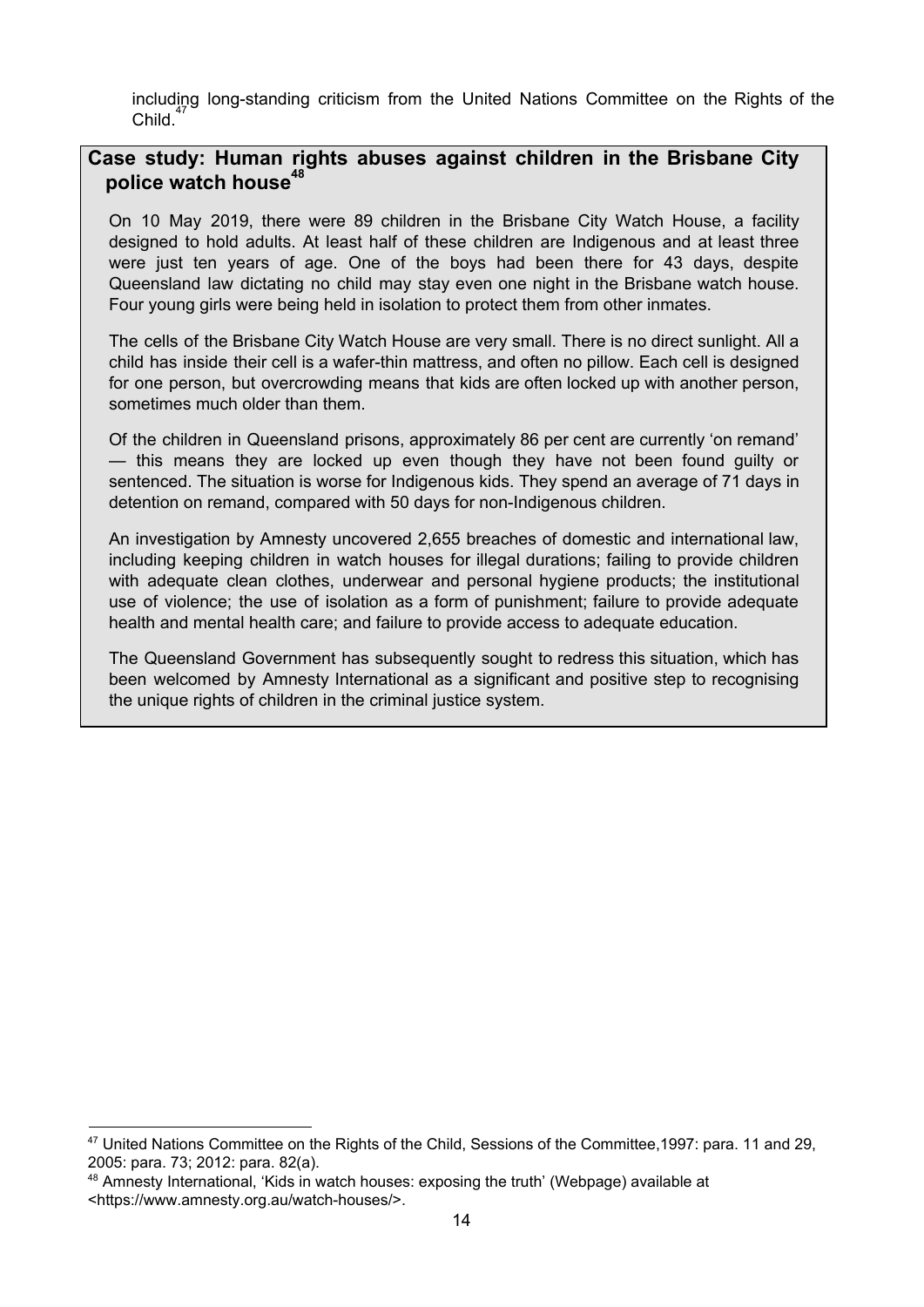including long-standing criticism from the United Nations Committee on the Rights of the Child.[47]

**Case study: Human rights abuses against children in the Brisbane City police watch house[48]**

On 10 May 2019, there were 89 children in the Brisbane City Watch House, a facility designed to hold adults. At least half of these children are Indigenous and at least three were just ten years of age. One of the boys had been there for 43 days, despite Queensland law dictating no child may stay even one night in the Brisbane watch house. Four young girls were being held in isolation to protect them from other inmates.

The cells of the Brisbane City Watch House are very small. There is no direct sunlight. All a child has inside their cell is a wafer-thin mattress, and often no pillow. Each cell is designed for one person, but overcrowding means that kids are often locked up with another person, sometimes much older than them.

Of the children in Queensland prisons, approximately 86 per cent are currently 'on remand' — this means they are locked up even though they have not been found guilty or sentenced. The situation is worse for Indigenous kids. They spend an average of 71 days in detention on remand, compared with 50 days for non-Indigenous children.

An investigation by Amnesty uncovered 2,655 breaches of domestic and international law, including keeping children in watch houses for illegal durations; failing to provide children with adequate clean clothes, underwear and personal hygiene products; the institutional use of violence; the use of isolation as a form of punishment; failure to provide adequate health and mental health care; and failure to provide access to adequate education.

The Queensland Government has subsequently sought to redress this situation, which has been welcomed by Amnesty International as a significant and positive step to recognising the unique rights of children in the criminal justice system.

---

[47] United Nations Committee on the Rights of the Child, Sessions of the Committee,1997: para. 11 and 29, 2005: para. 73; 2012: para. 82(a).

[48] Amnesty International, 'Kids in watch houses: exposing the truth' (Webpage) available at <https://www.amnesty.org.au/watch-houses/>.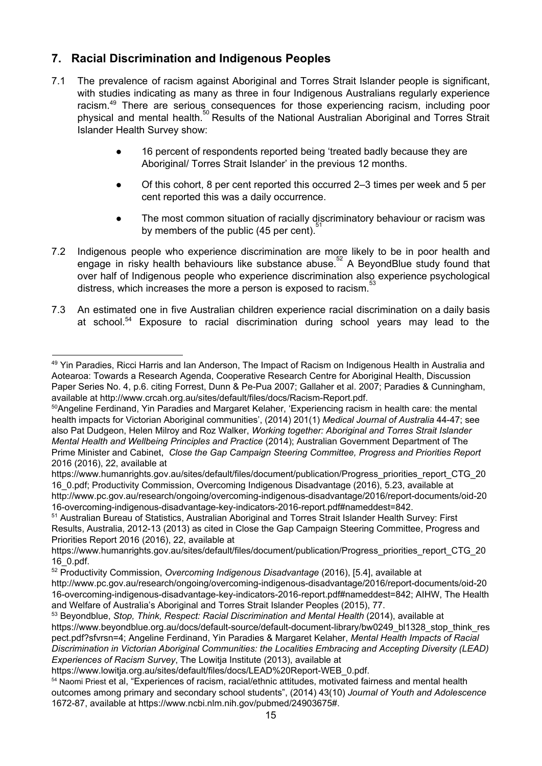## 7. Racial Discrimination and Indigenous Peoples

7.1 The prevalence of racism against Aboriginal and Torres Strait Islander people is significant, with studies indicating as many as three in four Indigenous Australians regularly experience racism.[49] There are serious consequences for those experiencing racism, including poor physical and mental health.[50] Results of the National Australian Aboriginal and Torres Strait Islander Health Survey show:

- 16 percent of respondents reported being 'treated badly because they are Aboriginal/ Torres Strait Islander' in the previous 12 months.
- Of this cohort, 8 per cent reported this occurred 2–3 times per week and 5 per cent reported this was a daily occurrence.
- The most common situation of racially discriminatory behaviour or racism was by members of the public (45 per cent).[51]

7.2 Indigenous people who experience discrimination are more likely to be in poor health and engage in risky health behaviours like substance abuse.[52] A BeyondBlue study found that over half of Indigenous people who experience discrimination also experience psychological distress, which increases the more a person is exposed to racism.[53]

7.3 An estimated one in five Australian children experience racial discrimination on a daily basis at school.[54] Exposure to racial discrimination during school years may lead to the

---

[49] Yin Paradies, Ricci Harris and Ian Anderson, The Impact of Racism on Indigenous Health in Australia and Aotearoa: Towards a Research Agenda, Cooperative Research Centre for Aboriginal Health, Discussion Paper Series No. 4, p.6. citing Forrest, Dunn & Pe-Pua 2007; Gallaher et al. 2007; Paradies & Cunningham, available at http://www.crcah.org.au/sites/default/files/docs/Racism-Report.pdf.

[50] Angeline Ferdinand, Yin Paradies and Margaret Kelaher, 'Experiencing racism in health care: the mental health impacts for Victorian Aboriginal communities', (2014) 201(1) *Medical Journal of Australia* 44-47; see also Pat Dudgeon, Helen Milroy and Roz Walker, *Working together: Aboriginal and Torres Strait Islander Mental Health and Wellbeing Principles and Practice* (2014); Australian Government Department of The Prime Minister and Cabinet, *Close the Gap Campaign Steering Committee, Progress and Priorities Report* 2016 (2016), 22, available at https://www.humanrights.gov.au/sites/default/files/document/publication/Progress_priorities_report_CTG_2016_0.pdf; Productivity Commission, Overcoming Indigenous Disadvantage (2016), 5.23, available at http://www.pc.gov.au/research/ongoing/overcoming-indigenous-disadvantage/2016/report-documents/oid-2016-overcoming-indigenous-disadvantage-key-indicators-2016-report.pdf#nameddest=842.

[51] Australian Bureau of Statistics, Australian Aboriginal and Torres Strait Islander Health Survey: First Results, Australia, 2012-13 (2013) as cited in Close the Gap Campaign Steering Committee, Progress and Priorities Report 2016 (2016), 22, available at https://www.humanrights.gov.au/sites/default/files/document/publication/Progress_priorities_report_CTG_2016_0.pdf.

[52] Productivity Commission, *Overcoming Indigenous Disadvantage* (2016), [5.4], available at http://www.pc.gov.au/research/ongoing/overcoming-indigenous-disadvantage/2016/report-documents/oid-2016-overcoming-indigenous-disadvantage-key-indicators-2016-report.pdf#nameddest=842; AIHW, The Health and Welfare of Australia's Aboriginal and Torres Strait Islander Peoples (2015), 77.

[53] Beyondblue, *Stop, Think, Respect: Racial Discrimination and Mental Health* (2014), available at https://www.beyondblue.org.au/docs/default-source/default-document-library/bw0249_bl1328_stop_think_respect.pdf?sfvrsn=4; Angeline Ferdinand, Yin Paradies & Margaret Kelaher, *Mental Health Impacts of Racial Discrimination in Victorian Aboriginal Communities: the Localities Embracing and Accepting Diversity (LEAD) Experiences of Racism Survey*, The Lowitja Institute (2013), available at https://www.lowitja.org.au/sites/default/files/docs/LEAD%20Report-WEB_0.pdf.

[54] Naomi Priest et al, "Experiences of racism, racial/ethnic attitudes, motivated fairness and mental health outcomes among primary and secondary school students", (2014) 43(10) *Journal of Youth and Adolescence* 1672-87, available at https://www.ncbi.nlm.nih.gov/pubmed/24903675#.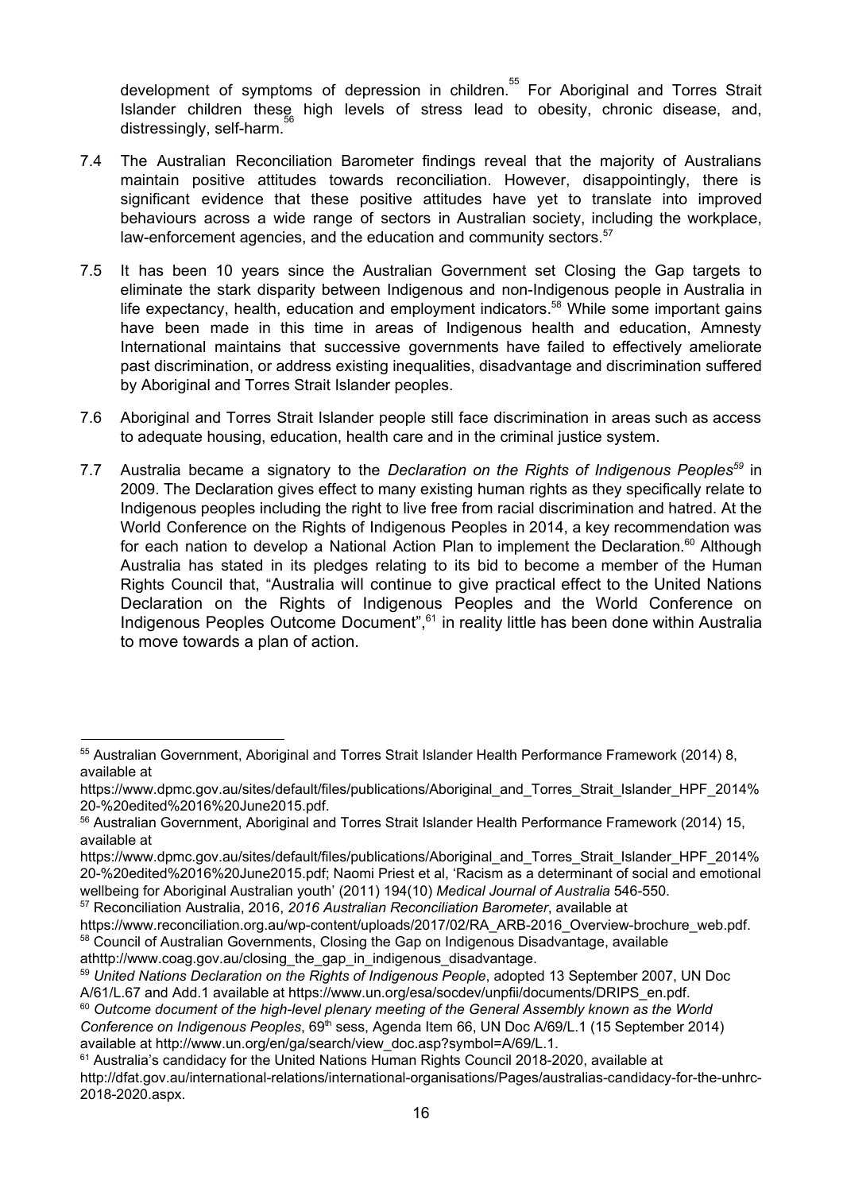development of symptoms of depression in children.[55] For Aboriginal and Torres Strait Islander children these high levels of stress lead to obesity, chronic disease, and, distressingly, self-harm.[56]

7.4 The Australian Reconciliation Barometer findings reveal that the majority of Australians maintain positive attitudes towards reconciliation. However, disappointingly, there is significant evidence that these positive attitudes have yet to translate into improved behaviours across a wide range of sectors in Australian society, including the workplace, law-enforcement agencies, and the education and community sectors.[57]

7.5 It has been 10 years since the Australian Government set Closing the Gap targets to eliminate the stark disparity between Indigenous and non-Indigenous people in Australia in life expectancy, health, education and employment indicators.[58] While some important gains have been made in this time in areas of Indigenous health and education, Amnesty International maintains that successive governments have failed to effectively ameliorate past discrimination, or address existing inequalities, disadvantage and discrimination suffered by Aboriginal and Torres Strait Islander peoples.

7.6 Aboriginal and Torres Strait Islander people still face discrimination in areas such as access to adequate housing, education, health care and in the criminal justice system.

7.7 Australia became a signatory to the *Declaration on the Rights of Indigenous Peoples*[59] in 2009. The Declaration gives effect to many existing human rights as they specifically relate to Indigenous peoples including the right to live free from racial discrimination and hatred. At the World Conference on the Rights of Indigenous Peoples in 2014, a key recommendation was for each nation to develop a National Action Plan to implement the Declaration.[60] Although Australia has stated in its pledges relating to its bid to become a member of the Human Rights Council that, "Australia will continue to give practical effect to the United Nations Declaration on the Rights of Indigenous Peoples and the World Conference on Indigenous Peoples Outcome Document",[61] in reality little has been done within Australia to move towards a plan of action.

---

[55] Australian Government, Aboriginal and Torres Strait Islander Health Performance Framework (2014) 8, available at https://www.dpmc.gov.au/sites/default/files/publications/Aboriginal_and_Torres_Strait_Islander_HPF_2014%20-%20edited%2016%20June2015.pdf.

[56] Australian Government, Aboriginal and Torres Strait Islander Health Performance Framework (2014) 15, available at https://www.dpmc.gov.au/sites/default/files/publications/Aboriginal_and_Torres_Strait_Islander_HPF_2014%20-%20edited%2016%20June2015.pdf; Naomi Priest et al, 'Racism as a determinant of social and emotional wellbeing for Aboriginal Australian youth' (2011) 194(10) *Medical Journal of Australia* 546-550.

[57] Reconciliation Australia, 2016, *2016 Australian Reconciliation Barometer*, available at https://www.reconciliation.org.au/wp-content/uploads/2017/02/RA_ARB-2016_Overview-brochure_web.pdf.

[58] Council of Australian Governments, Closing the Gap on Indigenous Disadvantage, available athttp://www.coag.gov.au/closing_the_gap_in_indigenous_disadvantage.

[59] *United Nations Declaration on the Rights of Indigenous People*, adopted 13 September 2007, UN Doc A/61/L.67 and Add.1 available at https://www.un.org/esa/socdev/unpfii/documents/DRIPS_en.pdf.

[60] *Outcome document of the high-level plenary meeting of the General Assembly known as the World Conference on Indigenous Peoples*, 69th sess, Agenda Item 66, UN Doc A/69/L.1 (15 September 2014) available at http://www.un.org/en/ga/search/view_doc.asp?symbol=A/69/L.1.

[61] Australia's candidacy for the United Nations Human Rights Council 2018-2020, available at http://dfat.gov.au/international-relations/international-organisations/Pages/australias-candidacy-for-the-unhrc-2018-2020.aspx.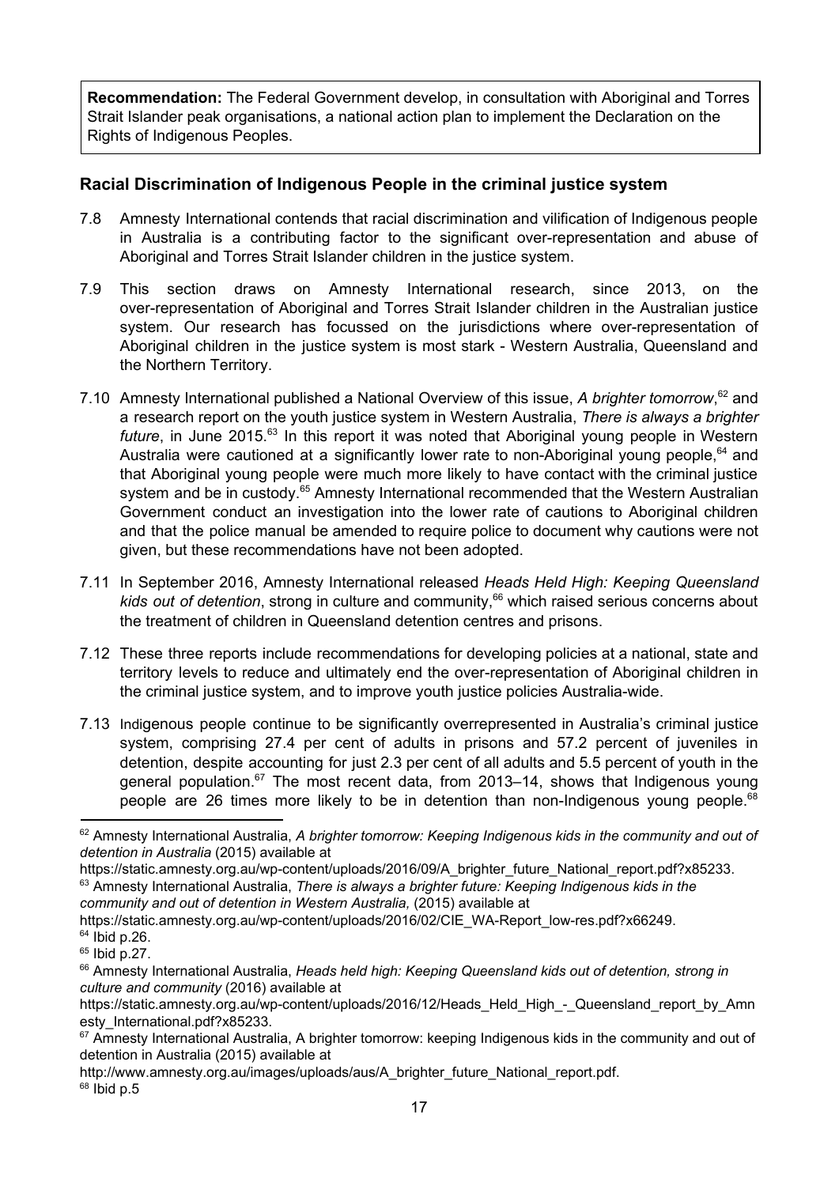**Recommendation:** The Federal Government develop, in consultation with Aboriginal and Torres Strait Islander peak organisations, a national action plan to implement the Declaration on the Rights of Indigenous Peoples.

## Racial Discrimination of Indigenous People in the criminal justice system

7.8 Amnesty International contends that racial discrimination and vilification of Indigenous people in Australia is a contributing factor to the significant over-representation and abuse of Aboriginal and Torres Strait Islander children in the justice system.

7.9 This section draws on Amnesty International research, since 2013, on the over-representation of Aboriginal and Torres Strait Islander children in the Australian justice system. Our research has focussed on the jurisdictions where over-representation of Aboriginal children in the justice system is most stark - Western Australia, Queensland and the Northern Territory.

7.10 Amnesty International published a National Overview of this issue, *A brighter tomorrow*,[62] and a research report on the youth justice system in Western Australia, *There is always a brighter future*, in June 2015.[63] In this report it was noted that Aboriginal young people in Western Australia were cautioned at a significantly lower rate to non-Aboriginal young people,[64] and that Aboriginal young people were much more likely to have contact with the criminal justice system and be in custody.[65] Amnesty International recommended that the Western Australian Government conduct an investigation into the lower rate of cautions to Aboriginal children and that the police manual be amended to require police to document why cautions were not given, but these recommendations have not been adopted.

7.11 In September 2016, Amnesty International released *Heads Held High: Keeping Queensland kids out of detention*, strong in culture and community,[66] which raised serious concerns about the treatment of children in Queensland detention centres and prisons.

7.12 These three reports include recommendations for developing policies at a national, state and territory levels to reduce and ultimately end the over-representation of Aboriginal children in the criminal justice system, and to improve youth justice policies Australia-wide.

7.13 Indigenous people continue to be significantly overrepresented in Australia's criminal justice system, comprising 27.4 per cent of adults in prisons and 57.2 percent of juveniles in detention, despite accounting for just 2.3 per cent of all adults and 5.5 percent of youth in the general population.[67] The most recent data, from 2013–14, shows that Indigenous young people are 26 times more likely to be in detention than non-Indigenous young people.[68]

---

[62] Amnesty International Australia, *A brighter tomorrow: Keeping Indigenous kids in the community and out of detention in Australia* (2015) available at https://static.amnesty.org.au/wp-content/uploads/2016/09/A_brighter_future_National_report.pdf?x85233.

[63] Amnesty International Australia, *There is always a brighter future: Keeping Indigenous kids in the community and out of detention in Western Australia,* (2015) available at https://static.amnesty.org.au/wp-content/uploads/2016/02/CIE_WA-Report_low-res.pdf?x66249.

[64] Ibid p.26.

[65] Ibid p.27.

[66] Amnesty International Australia, *Heads held high: Keeping Queensland kids out of detention, strong in culture and community* (2016) available at https://static.amnesty.org.au/wp-content/uploads/2016/12/Heads_Held_High_-_Queensland_report_by_Amnesty_International.pdf?x85233.

[67] Amnesty International Australia, A brighter tomorrow: keeping Indigenous kids in the community and out of detention in Australia (2015) available at http://www.amnesty.org.au/images/uploads/aus/A_brighter_future_National_report.pdf.

[68] Ibid p.5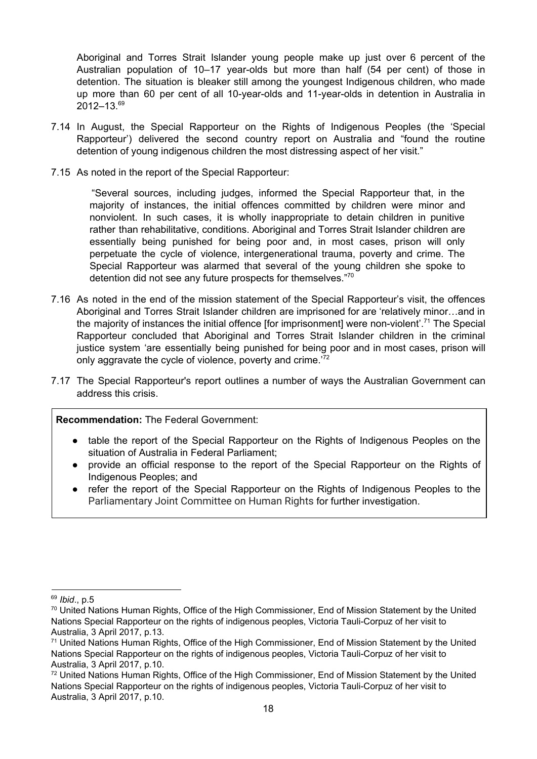Aboriginal and Torres Strait Islander young people make up just over 6 percent of the Australian population of 10–17 year-olds but more than half (54 per cent) of those in detention. The situation is bleaker still among the youngest Indigenous children, who made up more than 60 per cent of all 10-year-olds and 11-year-olds in detention in Australia in 2012–13.[69]

7.14 In August, the Special Rapporteur on the Rights of Indigenous Peoples (the 'Special Rapporteur') delivered the second country report on Australia and "found the routine detention of young indigenous children the most distressing aspect of her visit."

7.15 As noted in the report of the Special Rapporteur:

> "Several sources, including judges, informed the Special Rapporteur that, in the majority of instances, the initial offences committed by children were minor and nonviolent. In such cases, it is wholly inappropriate to detain children in punitive rather than rehabilitative, conditions. Aboriginal and Torres Strait Islander children are essentially being punished for being poor and, in most cases, prison will only perpetuate the cycle of violence, intergenerational trauma, poverty and crime. The Special Rapporteur was alarmed that several of the young children she spoke to detention did not see any future prospects for themselves."[70]

7.16 As noted in the end of the mission statement of the Special Rapporteur's visit, the offences Aboriginal and Torres Strait Islander children are imprisoned for are 'relatively minor…and in the majority of instances the initial offence [for imprisonment] were non-violent'.[71] The Special Rapporteur concluded that Aboriginal and Torres Strait Islander children in the criminal justice system 'are essentially being punished for being poor and in most cases, prison will only aggravate the cycle of violence, poverty and crime.'[72]

7.17 The Special Rapporteur's report outlines a number of ways the Australian Government can address this crisis.

**Recommendation:** The Federal Government:

- table the report of the Special Rapporteur on the Rights of Indigenous Peoples on the situation of Australia in Federal Parliament;
- provide an official response to the report of the Special Rapporteur on the Rights of Indigenous Peoples; and
- refer the report of the Special Rapporteur on the Rights of Indigenous Peoples to the Parliamentary Joint Committee on Human Rights for further investigation.

---

[69] *Ibid*., p.5

[70] United Nations Human Rights, Office of the High Commissioner, End of Mission Statement by the United Nations Special Rapporteur on the rights of indigenous peoples, Victoria Tauli-Corpuz of her visit to Australia, 3 April 2017, p.13.

[71] United Nations Human Rights, Office of the High Commissioner, End of Mission Statement by the United Nations Special Rapporteur on the rights of indigenous peoples, Victoria Tauli-Corpuz of her visit to Australia, 3 April 2017, p.10.

[72] United Nations Human Rights, Office of the High Commissioner, End of Mission Statement by the United Nations Special Rapporteur on the rights of indigenous peoples, Victoria Tauli-Corpuz of her visit to Australia, 3 April 2017, p.10.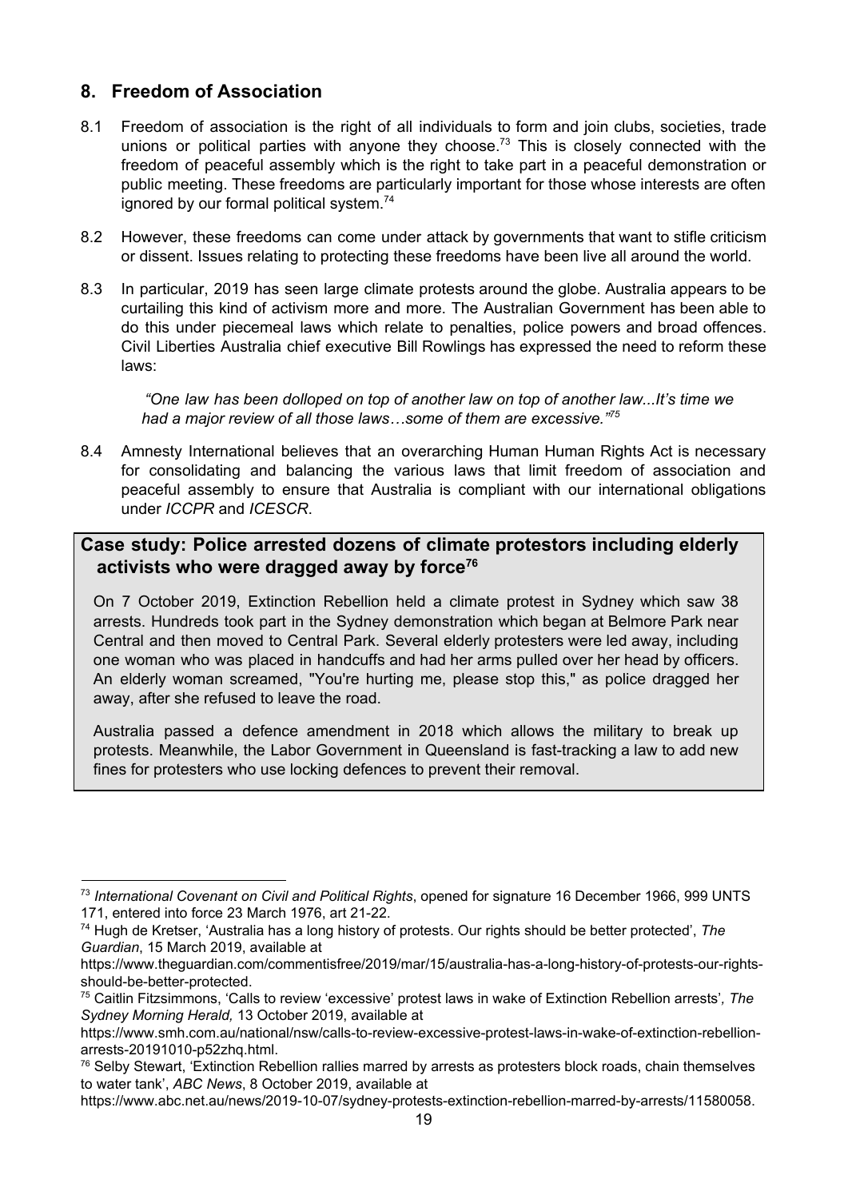## 8. Freedom of Association

8.1 Freedom of association is the right of all individuals to form and join clubs, societies, trade unions or political parties with anyone they choose.[73] This is closely connected with the freedom of peaceful assembly which is the right to take part in a peaceful demonstration or public meeting. These freedoms are particularly important for those whose interests are often ignored by our formal political system.[74]

8.2 However, these freedoms can come under attack by governments that want to stifle criticism or dissent. Issues relating to protecting these freedoms have been live all around the world.

8.3 In particular, 2019 has seen large climate protests around the globe. Australia appears to be curtailing this kind of activism more and more. The Australian Government has been able to do this under piecemeal laws which relate to penalties, police powers and broad offences. Civil Liberties Australia chief executive Bill Rowlings has expressed the need to reform these laws:

> *"One law has been dolloped on top of another law on top of another law...It's time we had a major review of all those laws…some of them are excessive."*[75]

8.4 Amnesty International believes that an overarching Human Human Rights Act is necessary for consolidating and balancing the various laws that limit freedom of association and peaceful assembly to ensure that Australia is compliant with our international obligations under *ICCPR* and *ICESCR*.

**Case study: Police arrested dozens of climate protestors including elderly activists who were dragged away by force[76]**

On 7 October 2019, Extinction Rebellion held a climate protest in Sydney which saw 38 arrests. Hundreds took part in the Sydney demonstration which began at Belmore Park near Central and then moved to Central Park. Several elderly protesters were led away, including one woman who was placed in handcuffs and had her arms pulled over her head by officers. An elderly woman screamed, "You're hurting me, please stop this," as police dragged her away, after she refused to leave the road.

Australia passed a defence amendment in 2018 which allows the military to break up protests. Meanwhile, the Labor Government in Queensland is fast-tracking a law to add new fines for protesters who use locking defences to prevent their removal.

---

[73] *International Covenant on Civil and Political Rights*, opened for signature 16 December 1966, 999 UNTS 171, entered into force 23 March 1976, art 21-22.

[74] Hugh de Kretser, 'Australia has a long history of protests. Our rights should be better protected', *The Guardian*, 15 March 2019, available at https://www.theguardian.com/commentisfree/2019/mar/15/australia-has-a-long-history-of-protests-our-rights-should-be-better-protected.

[75] Caitlin Fitzsimmons, 'Calls to review 'excessive' protest laws in wake of Extinction Rebellion arrests', *The Sydney Morning Herald,* 13 October 2019, available at https://www.smh.com.au/national/nsw/calls-to-review-excessive-protest-laws-in-wake-of-extinction-rebellion-arrests-20191010-p52zhq.html.

[76] Selby Stewart, 'Extinction Rebellion rallies marred by arrests as protesters block roads, chain themselves to water tank', *ABC News*, 8 October 2019, available at https://www.abc.net.au/news/2019-10-07/sydney-protests-extinction-rebellion-marred-by-arrests/11580058.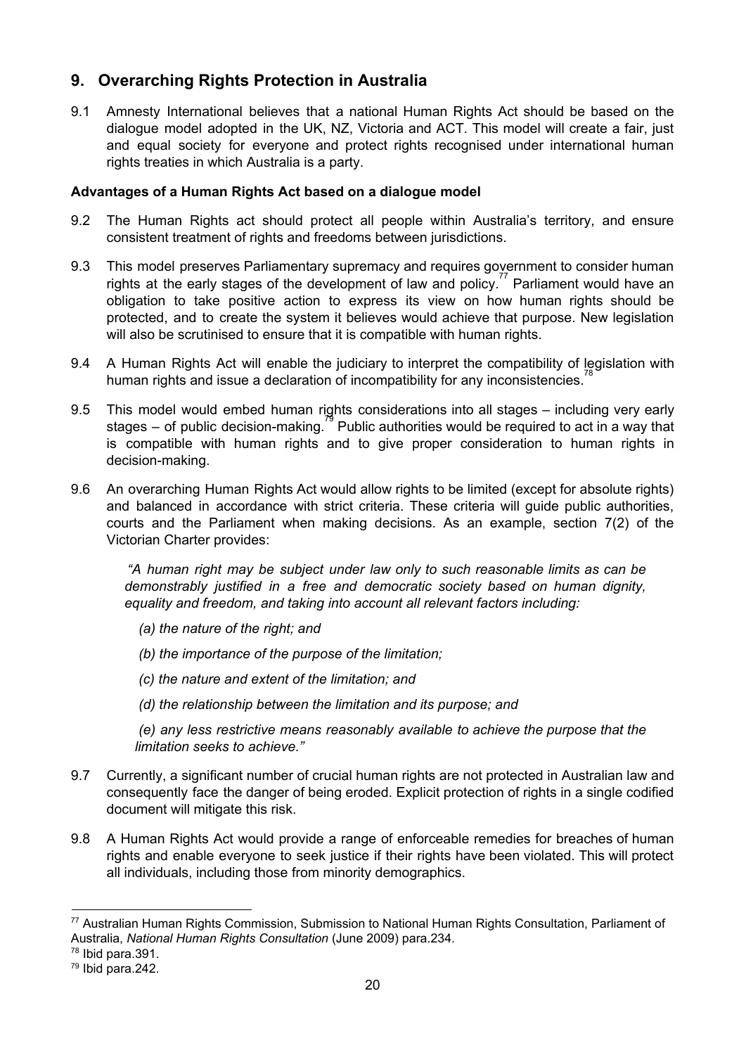## 9. Overarching Rights Protection in Australia

9.1 Amnesty International believes that a national Human Rights Act should be based on the dialogue model adopted in the UK, NZ, Victoria and ACT. This model will create a fair, just and equal society for everyone and protect rights recognised under international human rights treaties in which Australia is a party.

**Advantages of a Human Rights Act based on a dialogue model**

9.2 The Human Rights act should protect all people within Australia's territory, and ensure consistent treatment of rights and freedoms between jurisdictions.

9.3 This model preserves Parliamentary supremacy and requires government to consider human rights at the early stages of the development of law and policy.[77] Parliament would have an obligation to take positive action to express its view on how human rights should be protected, and to create the system it believes would achieve that purpose. New legislation will also be scrutinised to ensure that it is compatible with human rights.

9.4 A Human Rights Act will enable the judiciary to interpret the compatibility of legislation with human rights and issue a declaration of incompatibility for any inconsistencies.[78]

9.5 This model would embed human rights considerations into all stages – including very early stages – of public decision-making.[79] Public authorities would be required to act in a way that is compatible with human rights and to give proper consideration to human rights in decision-making.

9.6 An overarching Human Rights Act would allow rights to be limited (except for absolute rights) and balanced in accordance with strict criteria. These criteria will guide public authorities, courts and the Parliament when making decisions. As an example, section 7(2) of the Victorian Charter provides:

> *"A human right may be subject under law only to such reasonable limits as can be demonstrably justified in a free and democratic society based on human dignity, equality and freedom, and taking into account all relevant factors including:*
>
> *(a) the nature of the right; and*
>
> *(b) the importance of the purpose of the limitation;*
>
> *(c) the nature and extent of the limitation; and*
>
> *(d) the relationship between the limitation and its purpose; and*
>
> *(e) any less restrictive means reasonably available to achieve the purpose that the limitation seeks to achieve."*

9.7 Currently, a significant number of crucial human rights are not protected in Australian law and consequently face the danger of being eroded. Explicit protection of rights in a single codified document will mitigate this risk.

9.8 A Human Rights Act would provide a range of enforceable remedies for breaches of human rights and enable everyone to seek justice if their rights have been violated. This will protect all individuals, including those from minority demographics.

---

[77] Australian Human Rights Commission, Submission to National Human Rights Consultation, Parliament of Australia, *National Human Rights Consultation* (June 2009) para.234.

[78] Ibid para.391.

[79] Ibid para.242.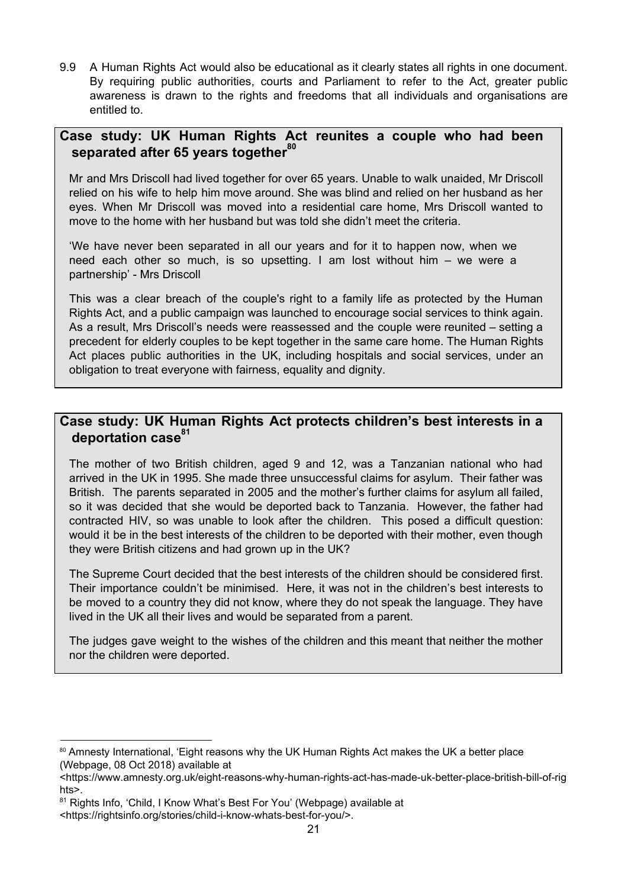9.9 A Human Rights Act would also be educational as it clearly states all rights in one document. By requiring public authorities, courts and Parliament to refer to the Act, greater public awareness is drawn to the rights and freedoms that all individuals and organisations are entitled to.

**Case study: UK Human Rights Act reunites a couple who had been separated after 65 years together**[80]

Mr and Mrs Driscoll had lived together for over 65 years. Unable to walk unaided, Mr Driscoll relied on his wife to help him move around. She was blind and relied on her husband as her eyes. When Mr Driscoll was moved into a residential care home, Mrs Driscoll wanted to move to the home with her husband but was told she didn't meet the criteria.

'We have never been separated in all our years and for it to happen now, when we need each other so much, is so upsetting. I am lost without him – we were a partnership' - Mrs Driscoll

This was a clear breach of the couple's right to a family life as protected by the Human Rights Act, and a public campaign was launched to encourage social services to think again. As a result, Mrs Driscoll's needs were reassessed and the couple were reunited – setting a precedent for elderly couples to be kept together in the same care home. The Human Rights Act places public authorities in the UK, including hospitals and social services, under an obligation to treat everyone with fairness, equality and dignity.

**Case study: UK Human Rights Act protects children's best interests in a deportation case**[81]

The mother of two British children, aged 9 and 12, was a Tanzanian national who had arrived in the UK in 1995. She made three unsuccessful claims for asylum. Their father was British. The parents separated in 2005 and the mother's further claims for asylum all failed, so it was decided that she would be deported back to Tanzania. However, the father had contracted HIV, so was unable to look after the children. This posed a difficult question: would it be in the best interests of the children to be deported with their mother, even though they were British citizens and had grown up in the UK?

The Supreme Court decided that the best interests of the children should be considered first. Their importance couldn't be minimised. Here, it was not in the children's best interests to be moved to a country they did not know, where they do not speak the language. They have lived in the UK all their lives and would be separated from a parent.

The judges gave weight to the wishes of the children and this meant that neither the mother nor the children were deported.

---

[80] Amnesty International, 'Eight reasons why the UK Human Rights Act makes the UK a better place (Webpage, 08 Oct 2018) available at <https://www.amnesty.org.uk/eight-reasons-why-human-rights-act-has-made-uk-better-place-british-bill-of-rights>.

[81] Rights Info, 'Child, I Know What's Best For You' (Webpage) available at <https://rightsinfo.org/stories/child-i-know-whats-best-for-you/>.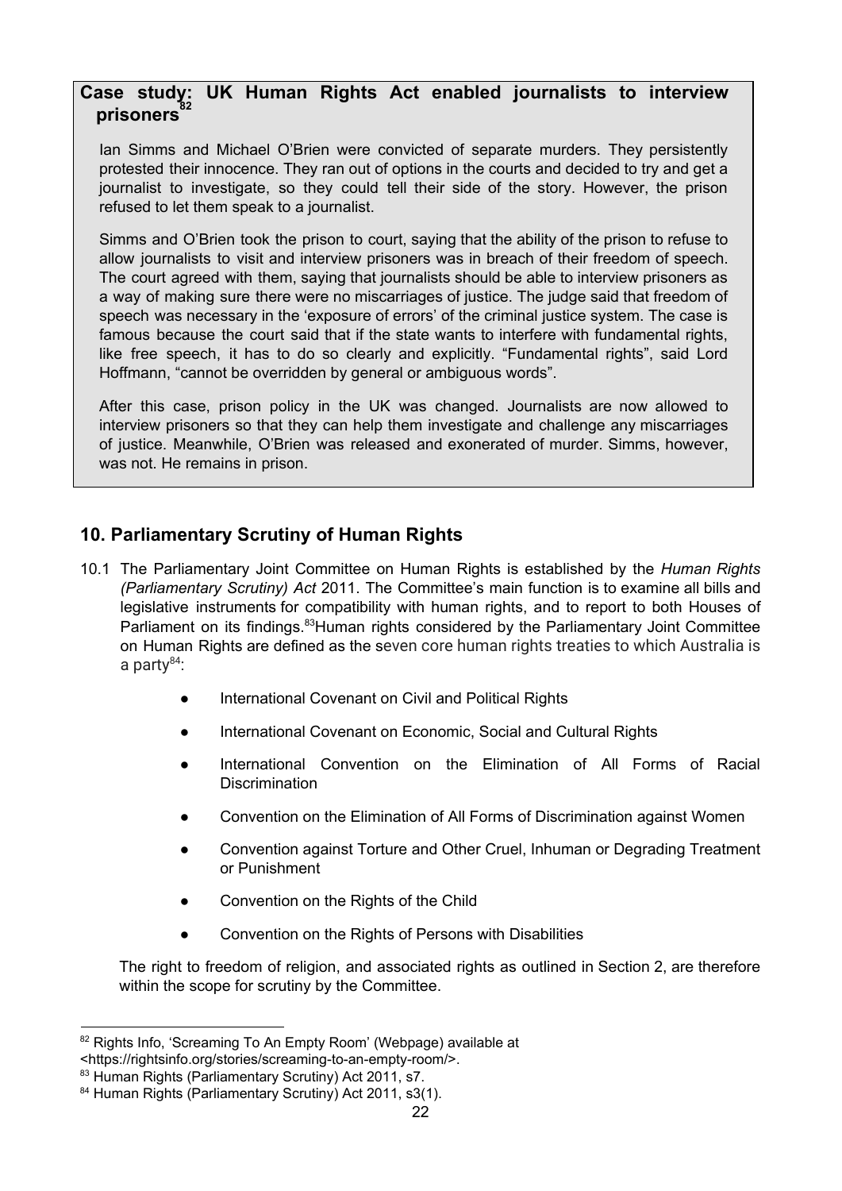**Case study: UK Human Rights Act enabled journalists to interview prisoners**[82]

Ian Simms and Michael O'Brien were convicted of separate murders. They persistently protested their innocence. They ran out of options in the courts and decided to try and get a journalist to investigate, so they could tell their side of the story. However, the prison refused to let them speak to a journalist.

Simms and O'Brien took the prison to court, saying that the ability of the prison to refuse to allow journalists to visit and interview prisoners was in breach of their freedom of speech. The court agreed with them, saying that journalists should be able to interview prisoners as a way of making sure there were no miscarriages of justice. The judge said that freedom of speech was necessary in the 'exposure of errors' of the criminal justice system. The case is famous because the court said that if the state wants to interfere with fundamental rights, like free speech, it has to do so clearly and explicitly. "Fundamental rights", said Lord Hoffmann, "cannot be overridden by general or ambiguous words".

After this case, prison policy in the UK was changed. Journalists are now allowed to interview prisoners so that they can help them investigate and challenge any miscarriages of justice. Meanwhile, O'Brien was released and exonerated of murder. Simms, however, was not. He remains in prison.

## 10. Parliamentary Scrutiny of Human Rights

10.1 The Parliamentary Joint Committee on Human Rights is established by the *Human Rights (Parliamentary Scrutiny) Act* 2011. The Committee's main function is to examine all bills and legislative instruments for compatibility with human rights, and to report to both Houses of Parliament on its findings.[83] Human rights considered by the Parliamentary Joint Committee on Human Rights are defined as the seven core human rights treaties to which Australia is a party[84]:

- International Covenant on Civil and Political Rights
- International Covenant on Economic, Social and Cultural Rights
- International Convention on the Elimination of All Forms of Racial Discrimination
- Convention on the Elimination of All Forms of Discrimination against Women
- Convention against Torture and Other Cruel, Inhuman or Degrading Treatment or Punishment
- Convention on the Rights of the Child
- Convention on the Rights of Persons with Disabilities

The right to freedom of religion, and associated rights as outlined in Section 2, are therefore within the scope for scrutiny by the Committee.

---

[82] Rights Info, 'Screaming To An Empty Room' (Webpage) available at <https://rightsinfo.org/stories/screaming-to-an-empty-room/>.

[83] Human Rights (Parliamentary Scrutiny) Act 2011, s7.

[84] Human Rights (Parliamentary Scrutiny) Act 2011, s3(1).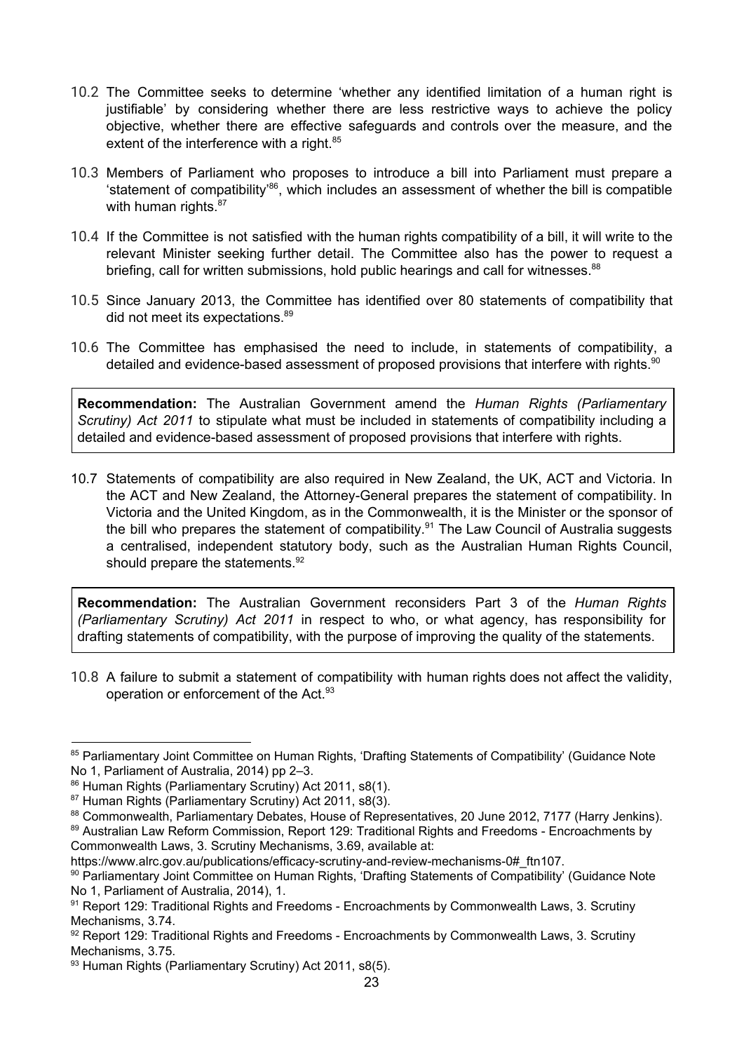10.2 The Committee seeks to determine 'whether any identified limitation of a human right is justifiable' by considering whether there are less restrictive ways to achieve the policy objective, whether there are effective safeguards and controls over the measure, and the extent of the interference with a right.[85]

10.3 Members of Parliament who proposes to introduce a bill into Parliament must prepare a 'statement of compatibility'[86], which includes an assessment of whether the bill is compatible with human rights.[87]

10.4 If the Committee is not satisfied with the human rights compatibility of a bill, it will write to the relevant Minister seeking further detail. The Committee also has the power to request a briefing, call for written submissions, hold public hearings and call for witnesses.[88]

10.5 Since January 2013, the Committee has identified over 80 statements of compatibility that did not meet its expectations.[89]

10.6 The Committee has emphasised the need to include, in statements of compatibility, a detailed and evidence-based assessment of proposed provisions that interfere with rights.[90]

> **Recommendation:** The Australian Government amend the *Human Rights (Parliamentary Scrutiny) Act 2011* to stipulate what must be included in statements of compatibility including a detailed and evidence-based assessment of proposed provisions that interfere with rights.

10.7 Statements of compatibility are also required in New Zealand, the UK, ACT and Victoria. In the ACT and New Zealand, the Attorney-General prepares the statement of compatibility. In Victoria and the United Kingdom, as in the Commonwealth, it is the Minister or the sponsor of the bill who prepares the statement of compatibility.[91] The Law Council of Australia suggests a centralised, independent statutory body, such as the Australian Human Rights Council, should prepare the statements.[92]

> **Recommendation:** The Australian Government reconsiders Part 3 of the *Human Rights (Parliamentary Scrutiny) Act 2011* in respect to who, or what agency, has responsibility for drafting statements of compatibility, with the purpose of improving the quality of the statements.

10.8 A failure to submit a statement of compatibility with human rights does not affect the validity, operation or enforcement of the Act.[93]

---

[85] Parliamentary Joint Committee on Human Rights, 'Drafting Statements of Compatibility' (Guidance Note No 1, Parliament of Australia, 2014) pp 2–3.

[86] Human Rights (Parliamentary Scrutiny) Act 2011, s8(1).

[87] Human Rights (Parliamentary Scrutiny) Act 2011, s8(3).

[88] Commonwealth, Parliamentary Debates, House of Representatives, 20 June 2012, 7177 (Harry Jenkins).

[89] Australian Law Reform Commission, Report 129: Traditional Rights and Freedoms - Encroachments by Commonwealth Laws, 3. Scrutiny Mechanisms, 3.69, available at: https://www.alrc.gov.au/publications/efficacy-scrutiny-and-review-mechanisms-0#_ftn107.

[90] Parliamentary Joint Committee on Human Rights, 'Drafting Statements of Compatibility' (Guidance Note No 1, Parliament of Australia, 2014), 1.

[91] Report 129: Traditional Rights and Freedoms - Encroachments by Commonwealth Laws, 3. Scrutiny Mechanisms, 3.74.

[92] Report 129: Traditional Rights and Freedoms - Encroachments by Commonwealth Laws, 3. Scrutiny Mechanisms, 3.75.

[93] Human Rights (Parliamentary Scrutiny) Act 2011, s8(5).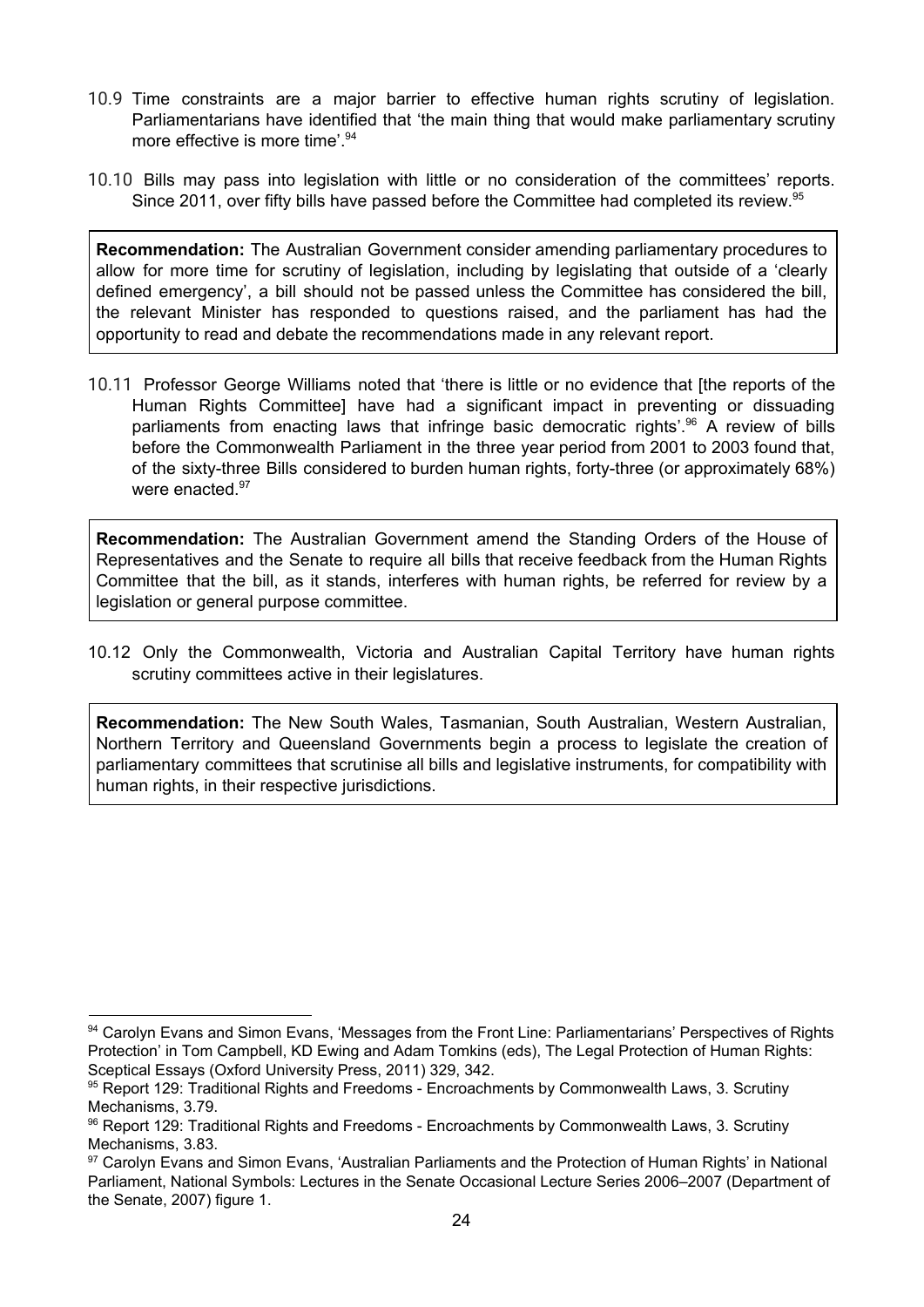10.9 Time constraints are a major barrier to effective human rights scrutiny of legislation. Parliamentarians have identified that 'the main thing that would make parliamentary scrutiny more effective is more time'.[94]

10.10 Bills may pass into legislation with little or no consideration of the committees' reports. Since 2011, over fifty bills have passed before the Committee had completed its review.[95]

> **Recommendation:** The Australian Government consider amending parliamentary procedures to allow for more time for scrutiny of legislation, including by legislating that outside of a 'clearly defined emergency', a bill should not be passed unless the Committee has considered the bill, the relevant Minister has responded to questions raised, and the parliament has had the opportunity to read and debate the recommendations made in any relevant report.

10.11 Professor George Williams noted that 'there is little or no evidence that [the reports of the Human Rights Committee] have had a significant impact in preventing or dissuading parliaments from enacting laws that infringe basic democratic rights'.[96] A review of bills before the Commonwealth Parliament in the three year period from 2001 to 2003 found that, of the sixty-three Bills considered to burden human rights, forty-three (or approximately 68%) were enacted.[97]

> **Recommendation:** The Australian Government amend the Standing Orders of the House of Representatives and the Senate to require all bills that receive feedback from the Human Rights Committee that the bill, as it stands, interferes with human rights, be referred for review by a legislation or general purpose committee.

10.12 Only the Commonwealth, Victoria and Australian Capital Territory have human rights scrutiny committees active in their legislatures.

> **Recommendation:** The New South Wales, Tasmanian, South Australian, Western Australian, Northern Territory and Queensland Governments begin a process to legislate the creation of parliamentary committees that scrutinise all bills and legislative instruments, for compatibility with human rights, in their respective jurisdictions.

---

[94] Carolyn Evans and Simon Evans, 'Messages from the Front Line: Parliamentarians' Perspectives of Rights Protection' in Tom Campbell, KD Ewing and Adam Tomkins (eds), The Legal Protection of Human Rights: Sceptical Essays (Oxford University Press, 2011) 329, 342.

[95] Report 129: Traditional Rights and Freedoms - Encroachments by Commonwealth Laws, 3. Scrutiny Mechanisms, 3.79.

[96] Report 129: Traditional Rights and Freedoms - Encroachments by Commonwealth Laws, 3. Scrutiny Mechanisms, 3.83.

[97] Carolyn Evans and Simon Evans, 'Australian Parliaments and the Protection of Human Rights' in National Parliament, National Symbols: Lectures in the Senate Occasional Lecture Series 2006–2007 (Department of the Senate, 2007) figure 1.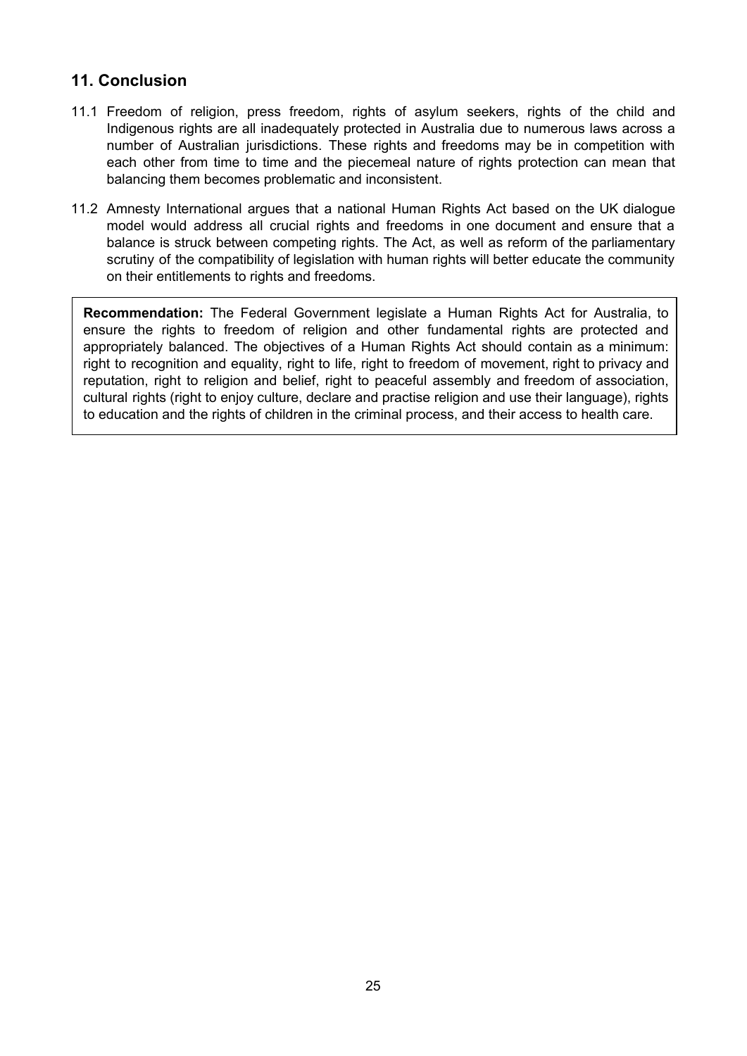## 11. Conclusion

11.1 Freedom of religion, press freedom, rights of asylum seekers, rights of the child and Indigenous rights are all inadequately protected in Australia due to numerous laws across a number of Australian jurisdictions. These rights and freedoms may be in competition with each other from time to time and the piecemeal nature of rights protection can mean that balancing them becomes problematic and inconsistent.

11.2 Amnesty International argues that a national Human Rights Act based on the UK dialogue model would address all crucial rights and freedoms in one document and ensure that a balance is struck between competing rights. The Act, as well as reform of the parliamentary scrutiny of the compatibility of legislation with human rights will better educate the community on their entitlements to rights and freedoms.

> **Recommendation:** The Federal Government legislate a Human Rights Act for Australia, to ensure the rights to freedom of religion and other fundamental rights are protected and appropriately balanced. The objectives of a Human Rights Act should contain as a minimum: right to recognition and equality, right to life, right to freedom of movement, right to privacy and reputation, right to religion and belief, right to peaceful assembly and freedom of association, cultural rights (right to enjoy culture, declare and practise religion and use their language), rights to education and the rights of children in the criminal process, and their access to health care.